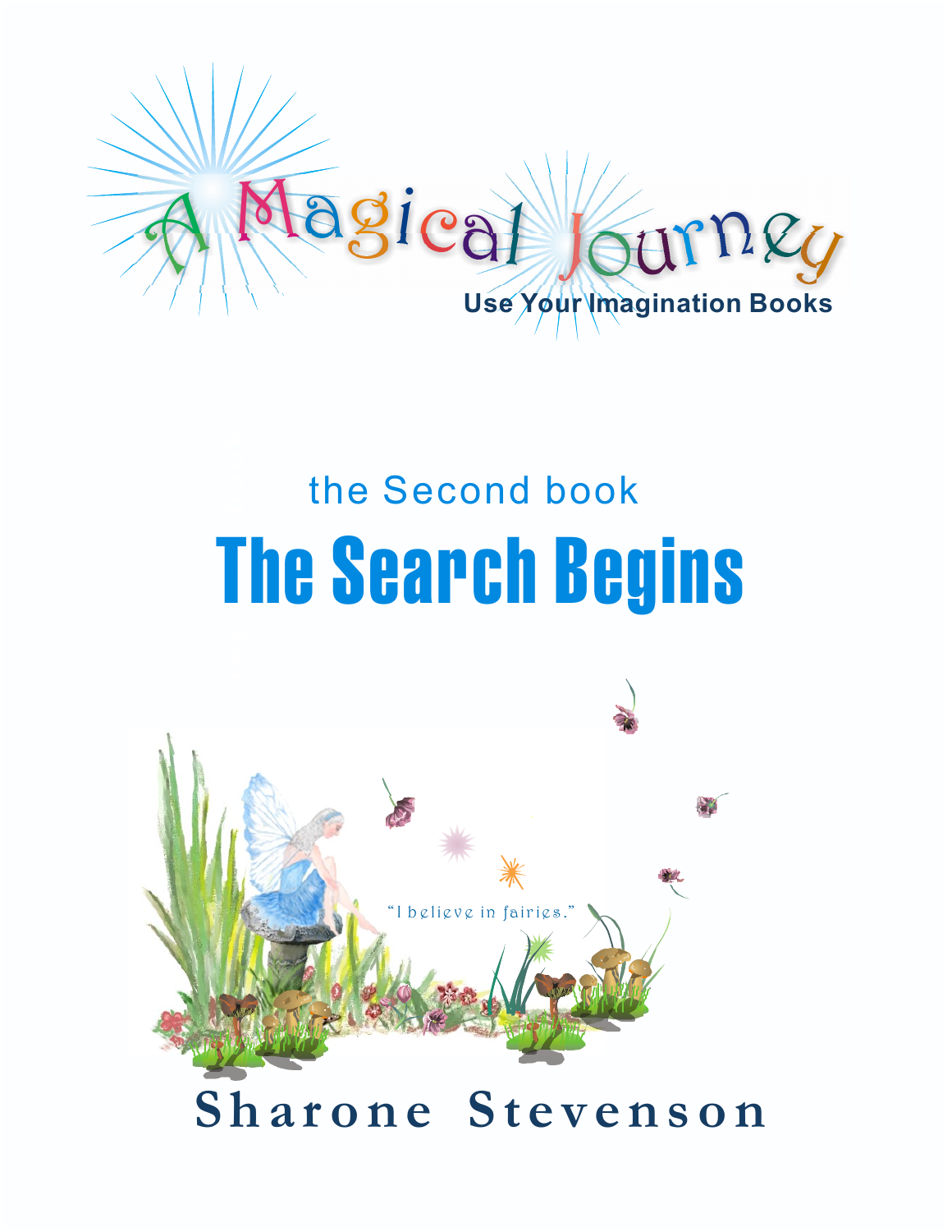# A Magical Journey

Use Your Imagination Books

the Second book

# The Search Begins

"I believe in fairies."

**Sharone Stevenson**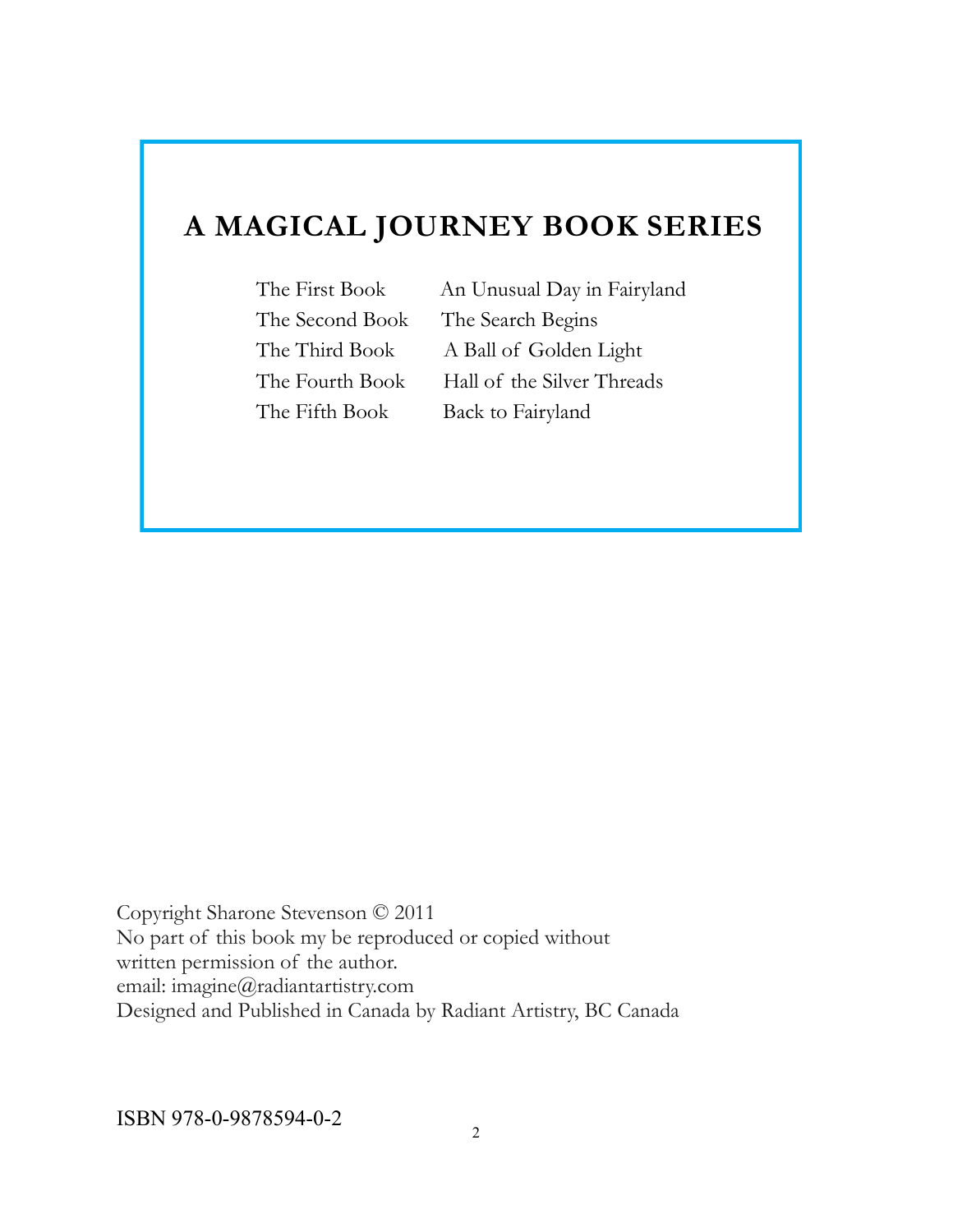## A MAGICAL JOURNEY BOOK SERIES

| | |
|---|---|
| The First Book | An Unusual Day in Fairyland |
| The Second Book | The Search Begins |
| The Third Book | A Ball of Golden Light |
| The Fourth Book | Hall of the Silver Threads |
| The Fifth Book | Back to Fairyland |

Copyright Sharone Stevenson © 2011
No part of this book my be reproduced or copied without
written permission of the author.
email: imagine@radiantartistry.com
Designed and Published in Canada by Radiant Artistry, BC Canada

ISBN 978-0-9878594-0-2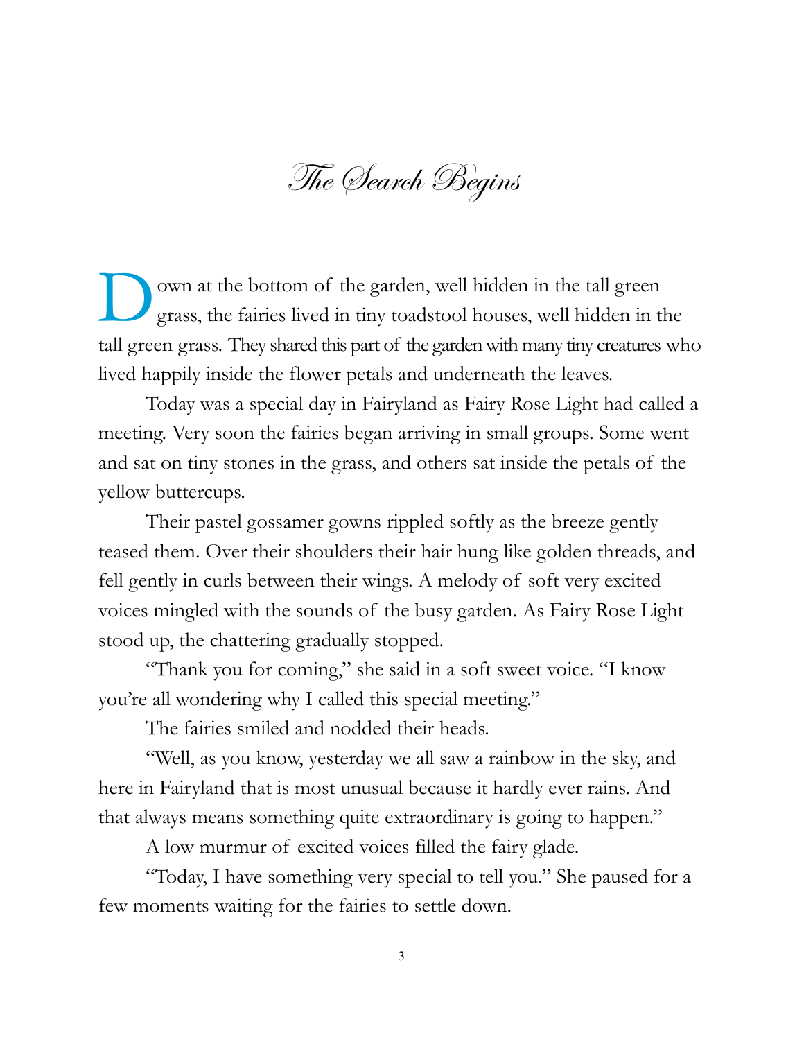# The Search Begins

Down at the bottom of the garden, well hidden in the tall green grass, the fairies lived in tiny toadstool houses, well hidden in the tall green grass. They shared this part of the garden with many tiny creatures who lived happily inside the flower petals and underneath the leaves.

Today was a special day in Fairyland as Fairy Rose Light had called a meeting. Very soon the fairies began arriving in small groups. Some went and sat on tiny stones in the grass, and others sat inside the petals of the yellow buttercups.

Their pastel gossamer gowns rippled softly as the breeze gently teased them. Over their shoulders their hair hung like golden threads, and fell gently in curls between their wings. A melody of soft very excited voices mingled with the sounds of the busy garden. As Fairy Rose Light stood up, the chattering gradually stopped.

"Thank you for coming," she said in a soft sweet voice. "I know you're all wondering why I called this special meeting."

The fairies smiled and nodded their heads.

"Well, as you know, yesterday we all saw a rainbow in the sky, and here in Fairyland that is most unusual because it hardly ever rains. And that always means something quite extraordinary is going to happen."

A low murmur of excited voices filled the fairy glade.

"Today, I have something very special to tell you." She paused for a few moments waiting for the fairies to settle down.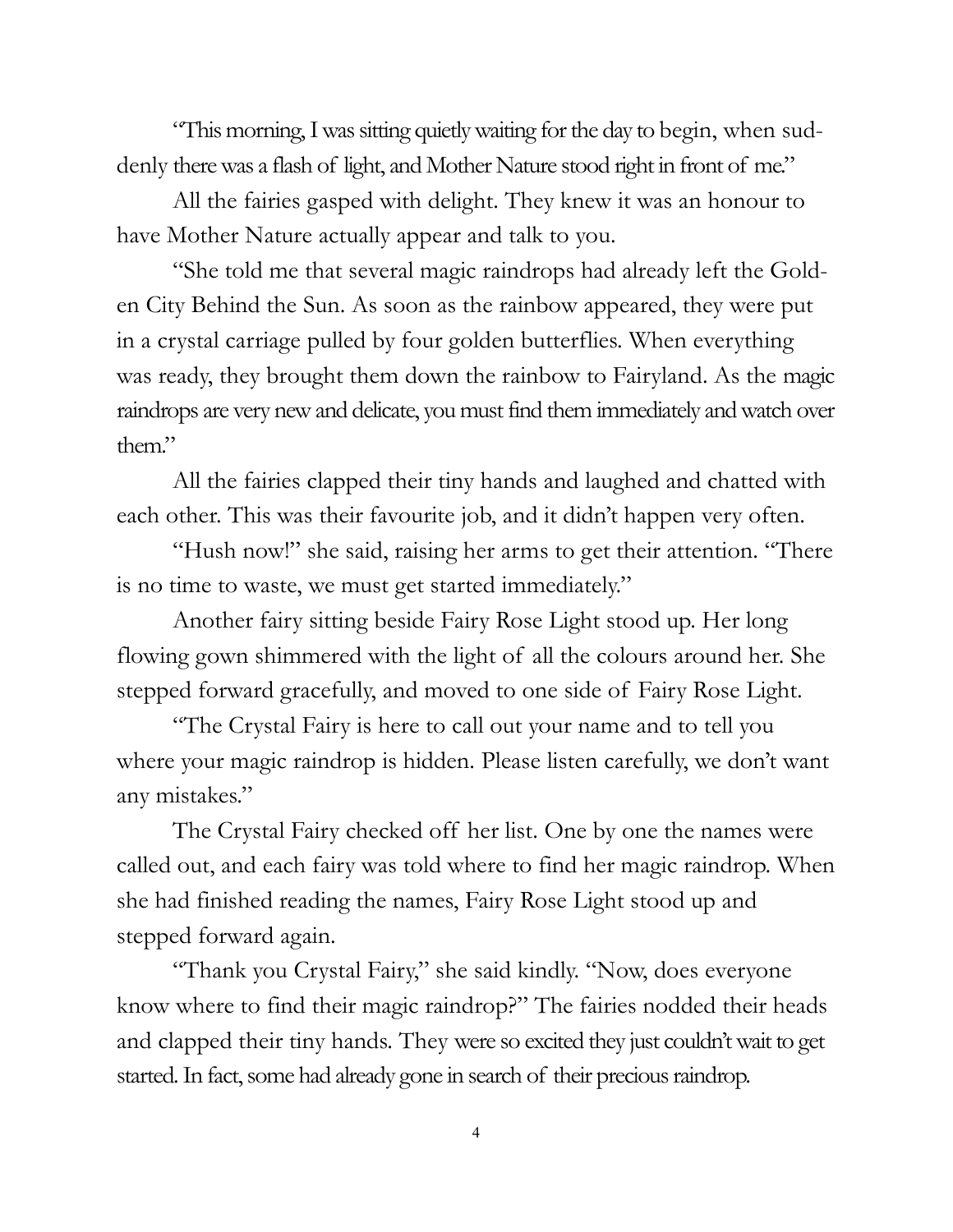"This morning, I was sitting quietly waiting for the day to begin, when suddenly there was a flash of light, and Mother Nature stood right in front of me."

All the fairies gasped with delight. They knew it was an honour to have Mother Nature actually appear and talk to you.

"She told me that several magic raindrops had already left the Golden City Behind the Sun. As soon as the rainbow appeared, they were put in a crystal carriage pulled by four golden butterflies. When everything was ready, they brought them down the rainbow to Fairyland. As the magic raindrops are very new and delicate, you must find them immediately and watch over them."

All the fairies clapped their tiny hands and laughed and chatted with each other. This was their favourite job, and it didn't happen very often.

"Hush now!" she said, raising her arms to get their attention. "There is no time to waste, we must get started immediately."

Another fairy sitting beside Fairy Rose Light stood up. Her long flowing gown shimmered with the light of all the colours around her. She stepped forward gracefully, and moved to one side of Fairy Rose Light.

"The Crystal Fairy is here to call out your name and to tell you where your magic raindrop is hidden. Please listen carefully, we don't want any mistakes."

The Crystal Fairy checked off her list. One by one the names were called out, and each fairy was told where to find her magic raindrop. When she had finished reading the names, Fairy Rose Light stood up and stepped forward again.

"Thank you Crystal Fairy," she said kindly. "Now, does everyone know where to find their magic raindrop?" The fairies nodded their heads and clapped their tiny hands. They were so excited they just couldn't wait to get started. In fact, some had already gone in search of their precious raindrop.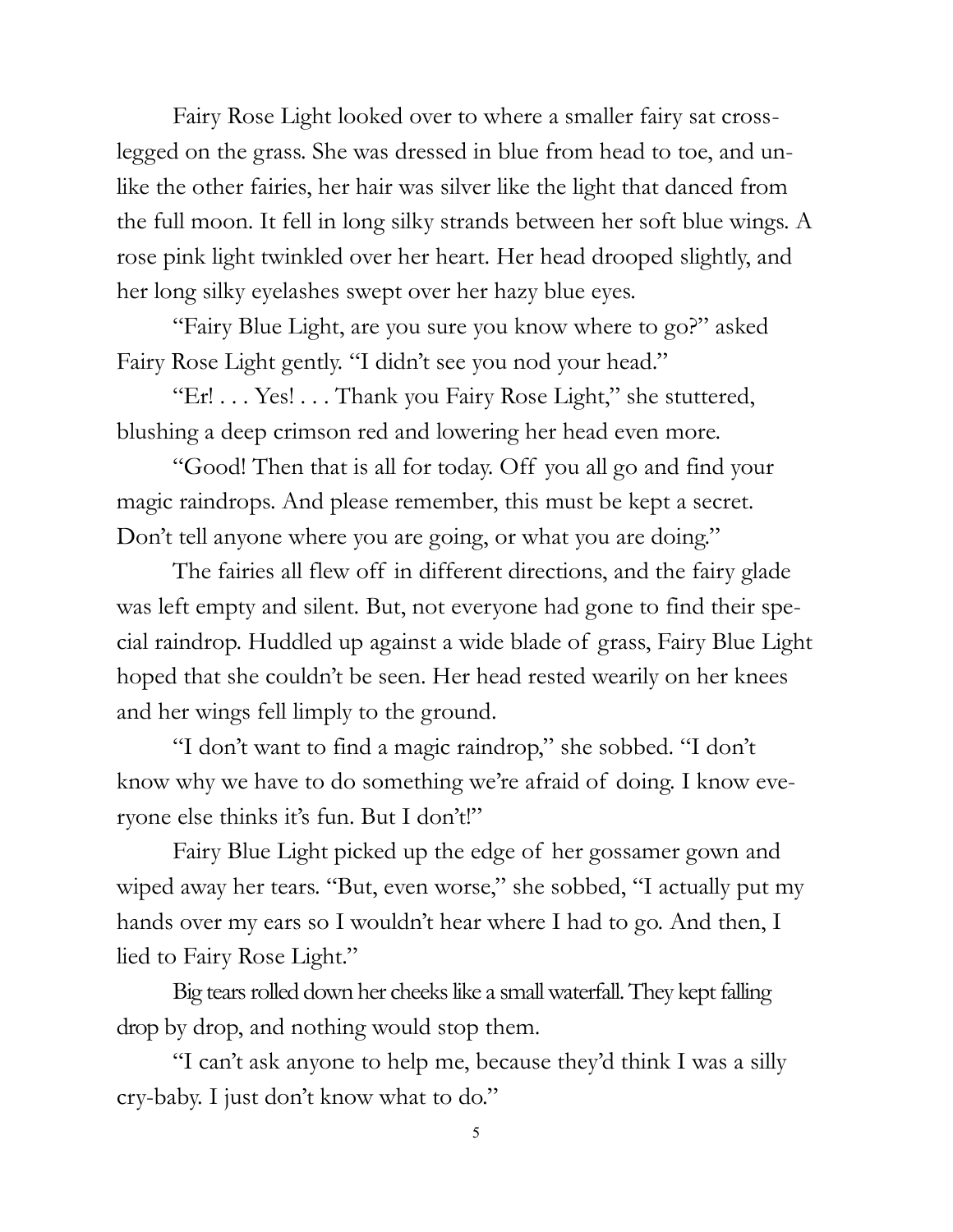Fairy Rose Light looked over to where a smaller fairy sat cross-legged on the grass. She was dressed in blue from head to toe, and unlike the other fairies, her hair was silver like the light that danced from the full moon. It fell in long silky strands between her soft blue wings. A rose pink light twinkled over her heart. Her head drooped slightly, and her long silky eyelashes swept over her hazy blue eyes.

"Fairy Blue Light, are you sure you know where to go?" asked Fairy Rose Light gently. "I didn't see you nod your head."

"Er! . . . Yes! . . . Thank you Fairy Rose Light," she stuttered, blushing a deep crimson red and lowering her head even more.

"Good! Then that is all for today. Off you all go and find your magic raindrops. And please remember, this must be kept a secret. Don't tell anyone where you are going, or what you are doing."

The fairies all flew off in different directions, and the fairy glade was left empty and silent. But, not everyone had gone to find their special raindrop. Huddled up against a wide blade of grass, Fairy Blue Light hoped that she couldn't be seen. Her head rested wearily on her knees and her wings fell limply to the ground.

"I don't want to find a magic raindrop," she sobbed. "I don't know why we have to do something we're afraid of doing. I know everyone else thinks it's fun. But I don't!"

Fairy Blue Light picked up the edge of her gossamer gown and wiped away her tears. "But, even worse," she sobbed, "I actually put my hands over my ears so I wouldn't hear where I had to go. And then, I lied to Fairy Rose Light."

Big tears rolled down her cheeks like a small waterfall. They kept falling drop by drop, and nothing would stop them.

"I can't ask anyone to help me, because they'd think I was a silly cry-baby. I just don't know what to do."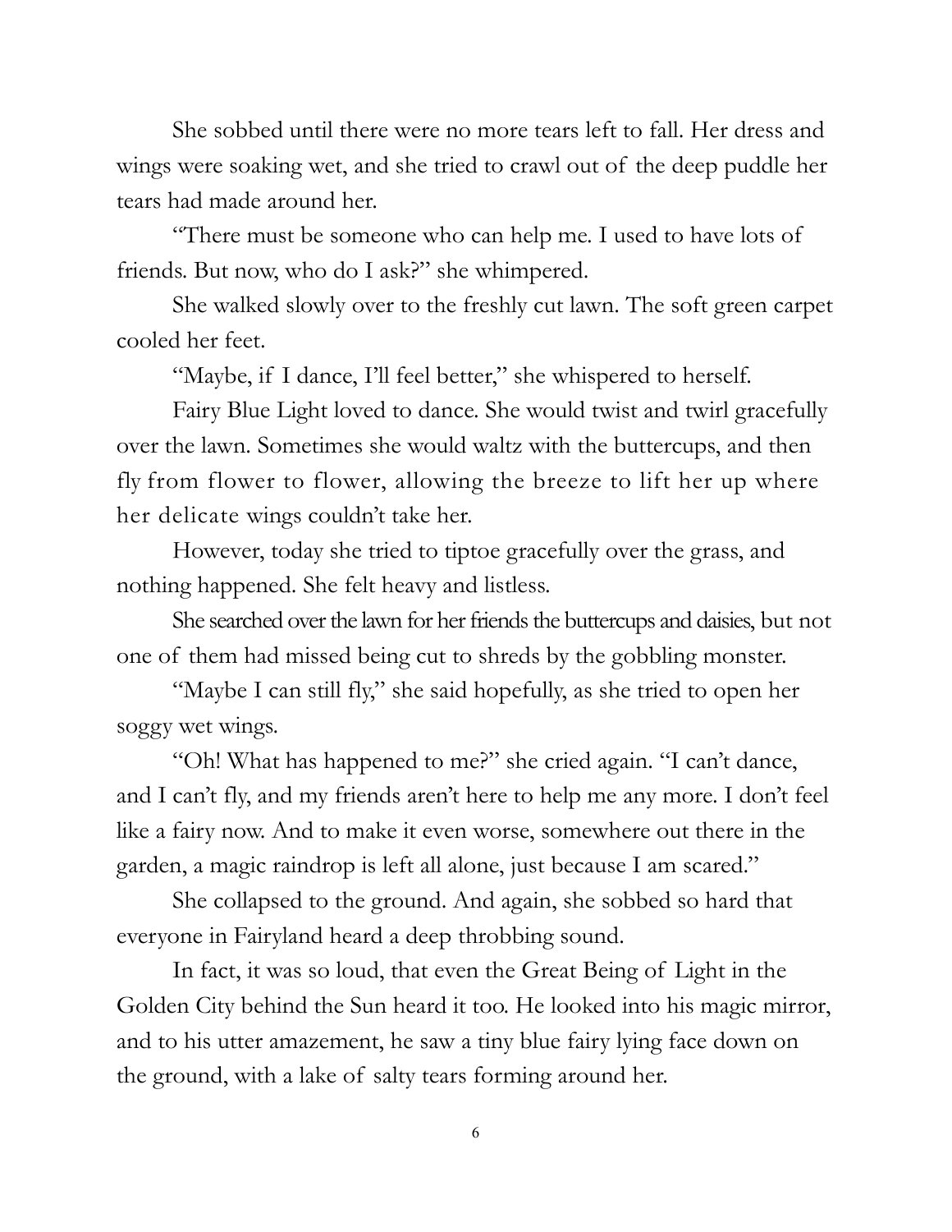She sobbed until there were no more tears left to fall. Her dress and wings were soaking wet, and she tried to crawl out of the deep puddle her tears had made around her.

"There must be someone who can help me. I used to have lots of friends. But now, who do I ask?" she whimpered.

She walked slowly over to the freshly cut lawn. The soft green carpet cooled her feet.

"Maybe, if I dance, I'll feel better," she whispered to herself.

Fairy Blue Light loved to dance. She would twist and twirl gracefully over the lawn. Sometimes she would waltz with the buttercups, and then fly from flower to flower, allowing the breeze to lift her up where her delicate wings couldn't take her.

However, today she tried to tiptoe gracefully over the grass, and nothing happened. She felt heavy and listless.

She searched over the lawn for her friends the buttercups and daisies, but not one of them had missed being cut to shreds by the gobbling monster.

"Maybe I can still fly," she said hopefully, as she tried to open her soggy wet wings.

"Oh! What has happened to me?" she cried again. "I can't dance, and I can't fly, and my friends aren't here to help me any more. I don't feel like a fairy now. And to make it even worse, somewhere out there in the garden, a magic raindrop is left all alone, just because I am scared."

She collapsed to the ground. And again, she sobbed so hard that everyone in Fairyland heard a deep throbbing sound.

In fact, it was so loud, that even the Great Being of Light in the Golden City behind the Sun heard it too. He looked into his magic mirror, and to his utter amazement, he saw a tiny blue fairy lying face down on the ground, with a lake of salty tears forming around her.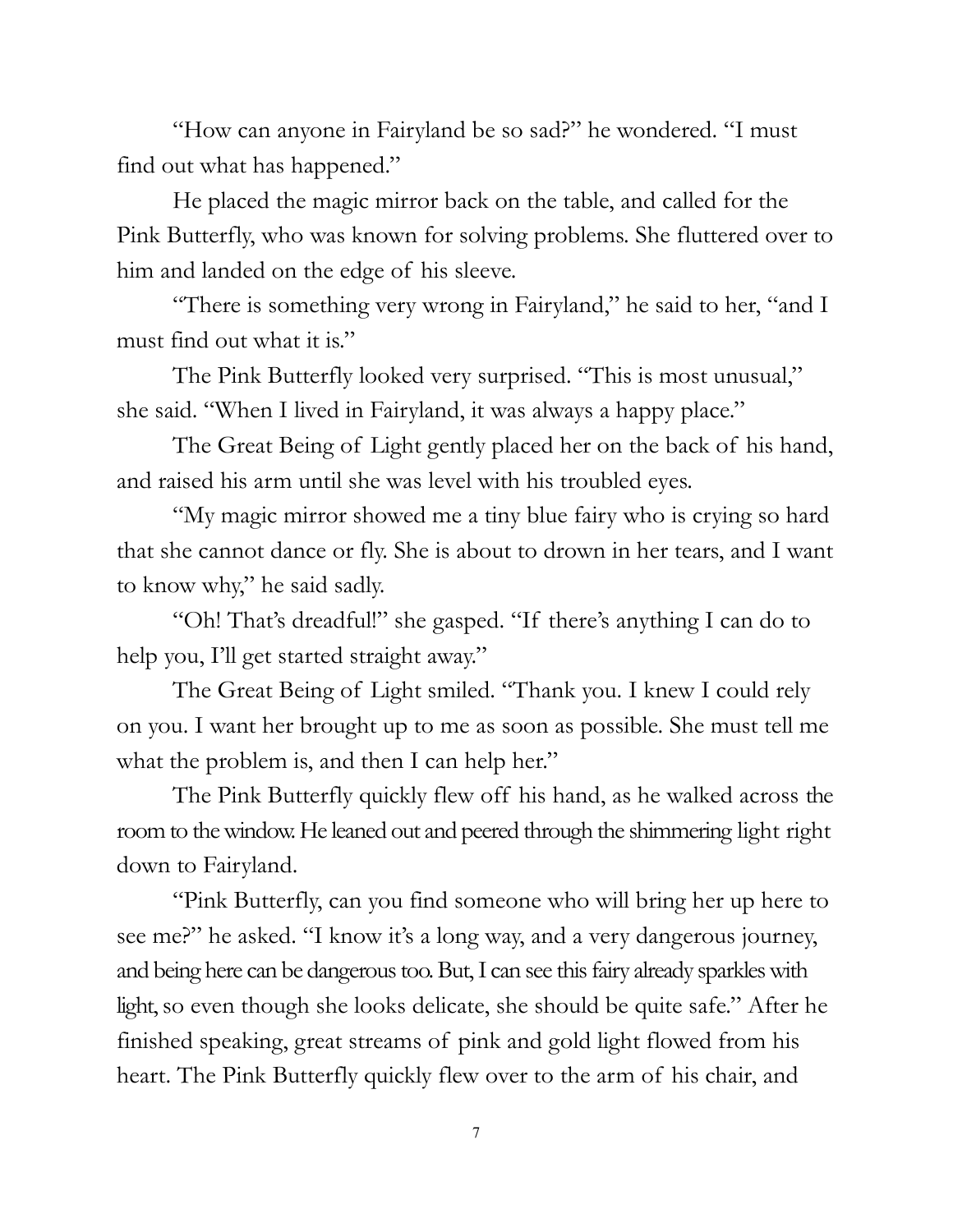"How can anyone in Fairyland be so sad?" he wondered. "I must find out what has happened."

He placed the magic mirror back on the table, and called for the Pink Butterfly, who was known for solving problems. She fluttered over to him and landed on the edge of his sleeve.

"There is something very wrong in Fairyland," he said to her, "and I must find out what it is."

The Pink Butterfly looked very surprised. "This is most unusual," she said. "When I lived in Fairyland, it was always a happy place."

The Great Being of Light gently placed her on the back of his hand, and raised his arm until she was level with his troubled eyes.

"My magic mirror showed me a tiny blue fairy who is crying so hard that she cannot dance or fly. She is about to drown in her tears, and I want to know why," he said sadly.

"Oh! That's dreadful!" she gasped. "If there's anything I can do to help you, I'll get started straight away."

The Great Being of Light smiled. "Thank you. I knew I could rely on you. I want her brought up to me as soon as possible. She must tell me what the problem is, and then I can help her."

The Pink Butterfly quickly flew off his hand, as he walked across the room to the window. He leaned out and peered through the shimmering light right down to Fairyland.

"Pink Butterfly, can you find someone who will bring her up here to see me?" he asked. "I know it's a long way, and a very dangerous journey, and being here can be dangerous too. But, I can see this fairy already sparkles with light, so even though she looks delicate, she should be quite safe." After he finished speaking, great streams of pink and gold light flowed from his heart. The Pink Butterfly quickly flew over to the arm of his chair, and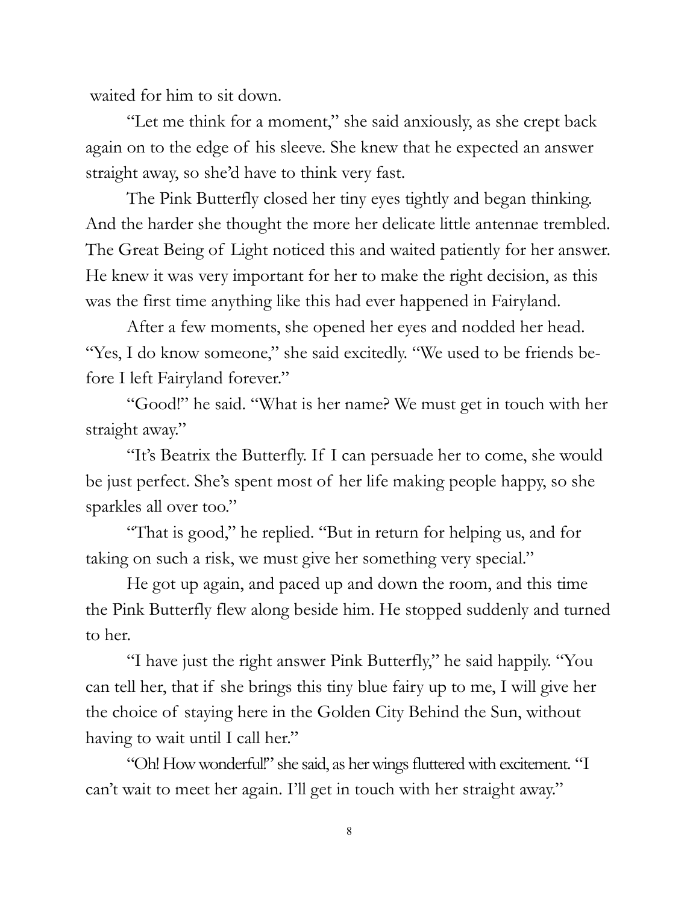waited for him to sit down.

"Let me think for a moment," she said anxiously, as she crept back again on to the edge of his sleeve. She knew that he expected an answer straight away, so she'd have to think very fast.

The Pink Butterfly closed her tiny eyes tightly and began thinking. And the harder she thought the more her delicate little antennae trembled. The Great Being of Light noticed this and waited patiently for her answer. He knew it was very important for her to make the right decision, as this was the first time anything like this had ever happened in Fairyland.

After a few moments, she opened her eyes and nodded her head. "Yes, I do know someone," she said excitedly. "We used to be friends before I left Fairyland forever."

"Good!" he said. "What is her name? We must get in touch with her straight away."

"It's Beatrix the Butterfly. If I can persuade her to come, she would be just perfect. She's spent most of her life making people happy, so she sparkles all over too."

"That is good," he replied. "But in return for helping us, and for taking on such a risk, we must give her something very special."

He got up again, and paced up and down the room, and this time the Pink Butterfly flew along beside him. He stopped suddenly and turned to her.

"I have just the right answer Pink Butterfly," he said happily. "You can tell her, that if she brings this tiny blue fairy up to me, I will give her the choice of staying here in the Golden City Behind the Sun, without having to wait until I call her."

"Oh! How wonderful!" she said, as her wings fluttered with excitement. "I can't wait to meet her again. I'll get in touch with her straight away."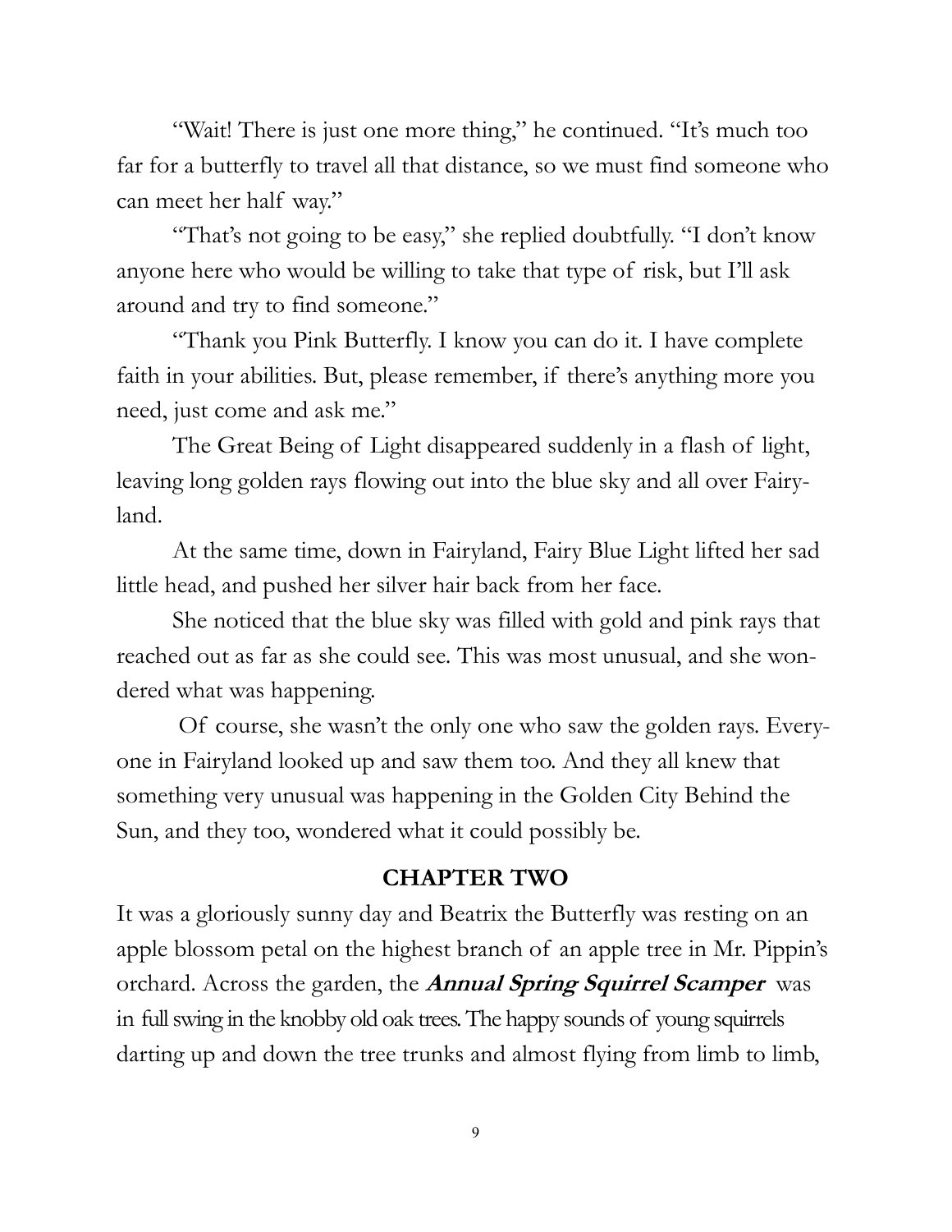"Wait! There is just one more thing," he continued. "It's much too far for a butterfly to travel all that distance, so we must find someone who can meet her half way."

"That's not going to be easy," she replied doubtfully. "I don't know anyone here who would be willing to take that type of risk, but I'll ask around and try to find someone."

"Thank you Pink Butterfly. I know you can do it. I have complete faith in your abilities. But, please remember, if there's anything more you need, just come and ask me."

The Great Being of Light disappeared suddenly in a flash of light, leaving long golden rays flowing out into the blue sky and all over Fairyland.

At the same time, down in Fairyland, Fairy Blue Light lifted her sad little head, and pushed her silver hair back from her face.

She noticed that the blue sky was filled with gold and pink rays that reached out as far as she could see. This was most unusual, and she wondered what was happening.

Of course, she wasn't the only one who saw the golden rays. Everyone in Fairyland looked up and saw them too. And they all knew that something very unusual was happening in the Golden City Behind the Sun, and they too, wondered what it could possibly be.

## CHAPTER TWO

It was a gloriously sunny day and Beatrix the Butterfly was resting on an apple blossom petal on the highest branch of an apple tree in Mr. Pippin's orchard. Across the garden, the ***Annual Spring Squirrel Scamper*** was in full swing in the knobby old oak trees. The happy sounds of young squirrels darting up and down the tree trunks and almost flying from limb to limb,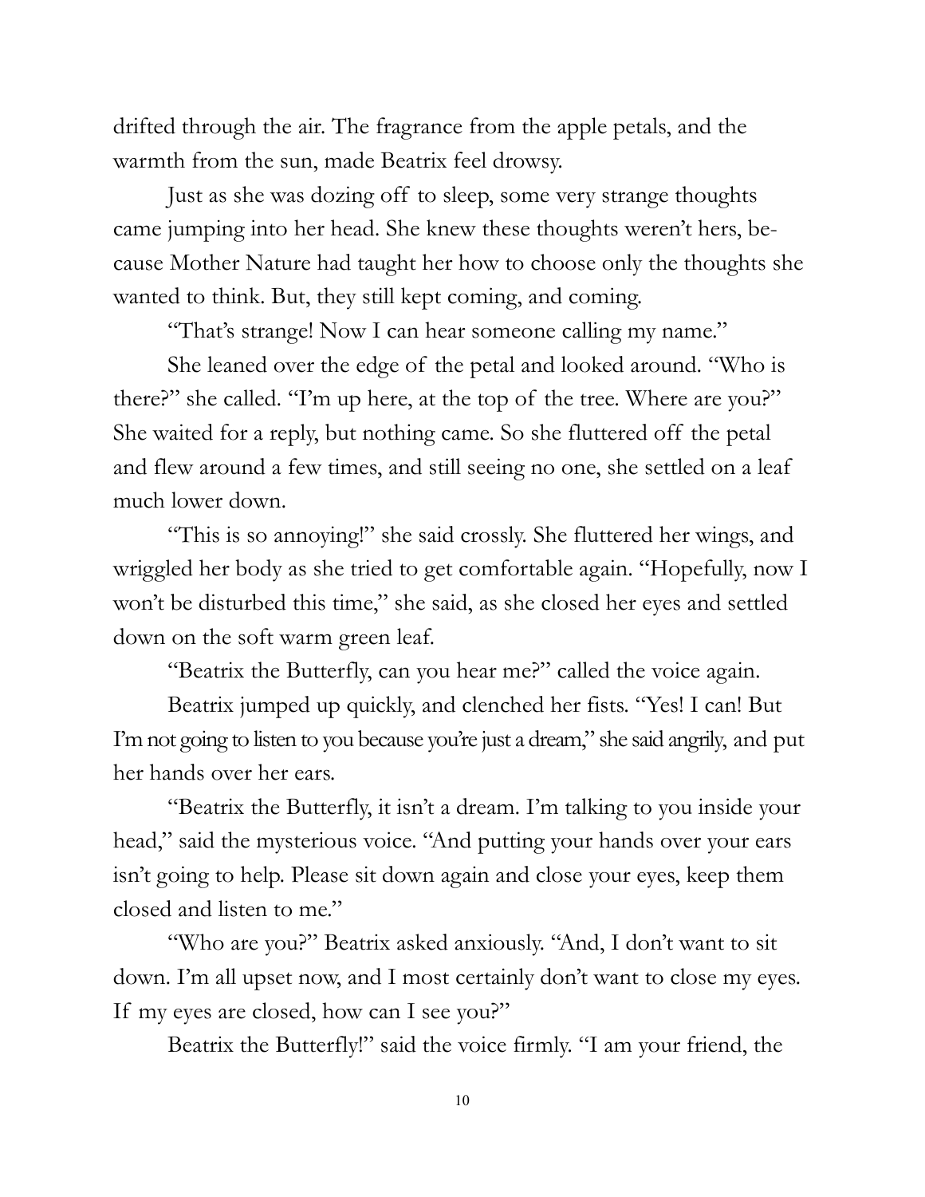drifted through the air. The fragrance from the apple petals, and the warmth from the sun, made Beatrix feel drowsy.

Just as she was dozing off to sleep, some very strange thoughts came jumping into her head. She knew these thoughts weren't hers, because Mother Nature had taught her how to choose only the thoughts she wanted to think. But, they still kept coming, and coming.

"That's strange! Now I can hear someone calling my name."

She leaned over the edge of the petal and looked around. "Who is there?" she called. "I'm up here, at the top of the tree. Where are you?" She waited for a reply, but nothing came. So she fluttered off the petal and flew around a few times, and still seeing no one, she settled on a leaf much lower down.

"This is so annoying!" she said crossly. She fluttered her wings, and wriggled her body as she tried to get comfortable again. "Hopefully, now I won't be disturbed this time," she said, as she closed her eyes and settled down on the soft warm green leaf.

"Beatrix the Butterfly, can you hear me?" called the voice again.

Beatrix jumped up quickly, and clenched her fists. "Yes! I can! But I'm not going to listen to you because you're just a dream," she said angrily, and put her hands over her ears.

"Beatrix the Butterfly, it isn't a dream. I'm talking to you inside your head," said the mysterious voice. "And putting your hands over your ears isn't going to help. Please sit down again and close your eyes, keep them closed and listen to me."

"Who are you?" Beatrix asked anxiously. "And, I don't want to sit down. I'm all upset now, and I most certainly don't want to close my eyes. If my eyes are closed, how can I see you?"

Beatrix the Butterfly!" said the voice firmly. "I am your friend, the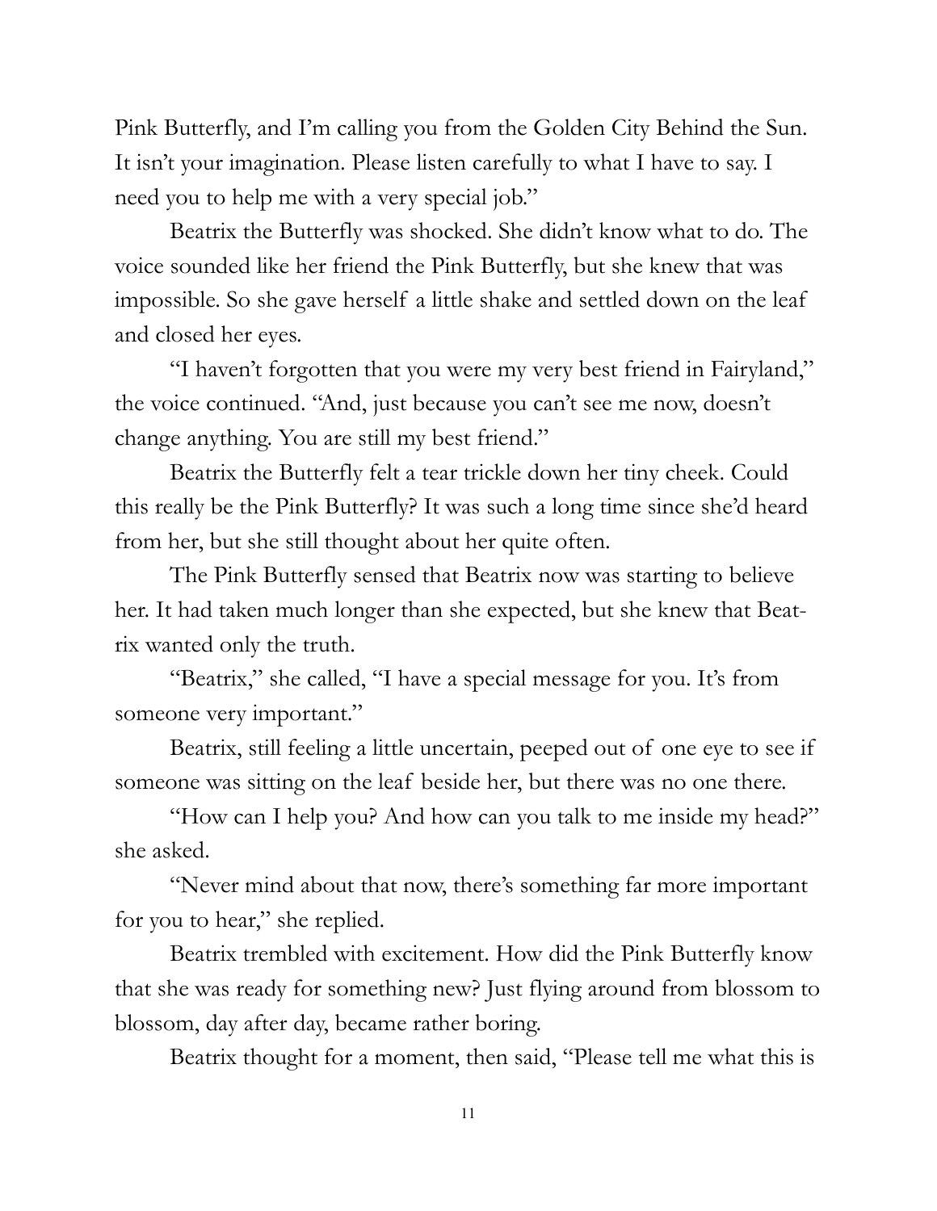Pink Butterfly, and I'm calling you from the Golden City Behind the Sun. It isn't your imagination. Please listen carefully to what I have to say. I need you to help me with a very special job."

Beatrix the Butterfly was shocked. She didn't know what to do. The voice sounded like her friend the Pink Butterfly, but she knew that was impossible. So she gave herself a little shake and settled down on the leaf and closed her eyes.

"I haven't forgotten that you were my very best friend in Fairyland," the voice continued. "And, just because you can't see me now, doesn't change anything. You are still my best friend."

Beatrix the Butterfly felt a tear trickle down her tiny cheek. Could this really be the Pink Butterfly? It was such a long time since she'd heard from her, but she still thought about her quite often.

The Pink Butterfly sensed that Beatrix now was starting to believe her. It had taken much longer than she expected, but she knew that Beatrix wanted only the truth.

"Beatrix," she called, "I have a special message for you. It's from someone very important."

Beatrix, still feeling a little uncertain, peeped out of one eye to see if someone was sitting on the leaf beside her, but there was no one there.

"How can I help you? And how can you talk to me inside my head?" she asked.

"Never mind about that now, there's something far more important for you to hear," she replied.

Beatrix trembled with excitement. How did the Pink Butterfly know that she was ready for something new? Just flying around from blossom to blossom, day after day, became rather boring.

Beatrix thought for a moment, then said, "Please tell me what this is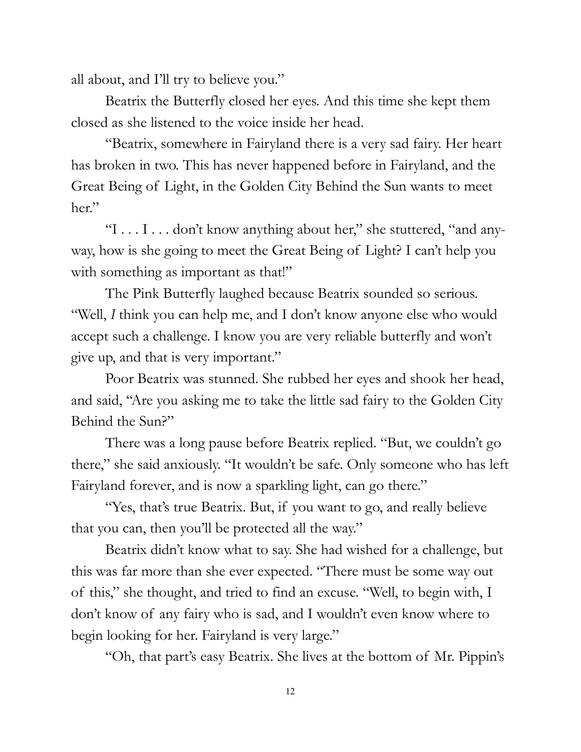all about, and I'll try to believe you."

Beatrix the Butterfly closed her eyes. And this time she kept them closed as she listened to the voice inside her head.

"Beatrix, somewhere in Fairyland there is a very sad fairy. Her heart has broken in two. This has never happened before in Fairyland, and the Great Being of Light, in the Golden City Behind the Sun wants to meet her."

"I . . . I . . . don't know anything about her," she stuttered, "and anyway, how is she going to meet the Great Being of Light? I can't help you with something as important as that!"

The Pink Butterfly laughed because Beatrix sounded so serious. "Well, *I* think you can help me, and I don't know anyone else who would accept such a challenge. I know you are very reliable butterfly and won't give up, and that is very important."

Poor Beatrix was stunned. She rubbed her eyes and shook her head, and said, "Are you asking me to take the little sad fairy to the Golden City Behind the Sun?"

There was a long pause before Beatrix replied. "But, we couldn't go there," she said anxiously. "It wouldn't be safe. Only someone who has left Fairyland forever, and is now a sparkling light, can go there."

"Yes, that's true Beatrix. But, if you want to go, and really believe that you can, then you'll be protected all the way."

Beatrix didn't know what to say. She had wished for a challenge, but this was far more than she ever expected. "There must be some way out of this," she thought, and tried to find an excuse. "Well, to begin with, I don't know of any fairy who is sad, and I wouldn't even know where to begin looking for her. Fairyland is very large."

"Oh, that part's easy Beatrix. She lives at the bottom of Mr. Pippin's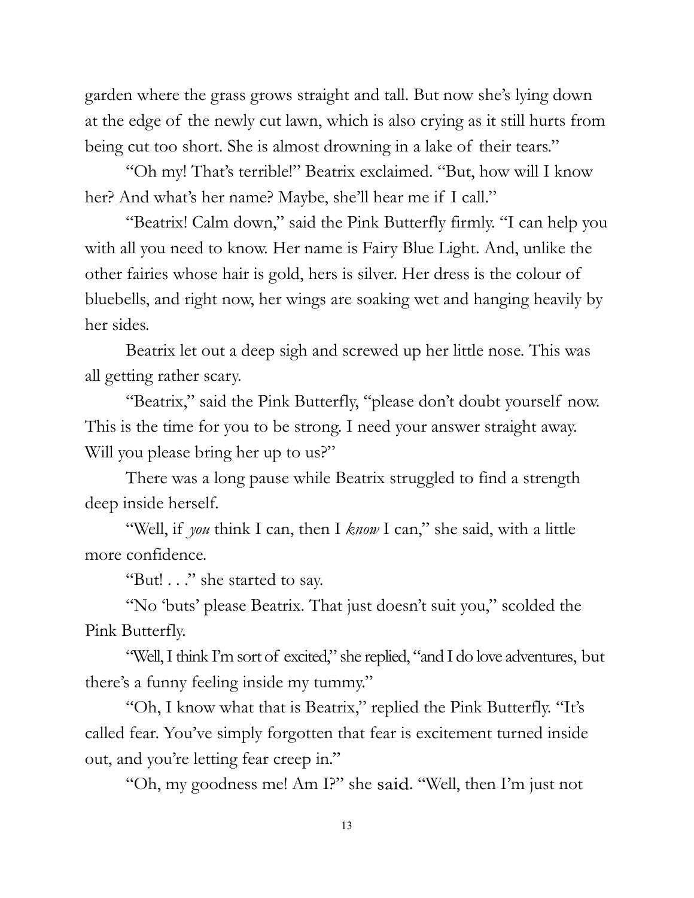garden where the grass grows straight and tall. But now she's lying down at the edge of the newly cut lawn, which is also crying as it still hurts from being cut too short. She is almost drowning in a lake of their tears."

"Oh my! That's terrible!" Beatrix exclaimed. "But, how will I know her? And what's her name? Maybe, she'll hear me if I call."

"Beatrix! Calm down," said the Pink Butterfly firmly. "I can help you with all you need to know. Her name is Fairy Blue Light. And, unlike the other fairies whose hair is gold, hers is silver. Her dress is the colour of bluebells, and right now, her wings are soaking wet and hanging heavily by her sides.

Beatrix let out a deep sigh and screwed up her little nose. This was all getting rather scary.

"Beatrix," said the Pink Butterfly, "please don't doubt yourself now. This is the time for you to be strong. I need your answer straight away. Will you please bring her up to us?"

There was a long pause while Beatrix struggled to find a strength deep inside herself.

"Well, if *you* think I can, then I *know* I can," she said, with a little more confidence.

"But! . . ." she started to say.

"No 'buts' please Beatrix. That just doesn't suit you," scolded the Pink Butterfly.

"Well, I think I'm sort of excited," she replied, "and I do love adventures, but there's a funny feeling inside my tummy."

"Oh, I know what that is Beatrix," replied the Pink Butterfly. "It's called fear. You've simply forgotten that fear is excitement turned inside out, and you're letting fear creep in."

"Oh, my goodness me! Am I?" she said. "Well, then I'm just not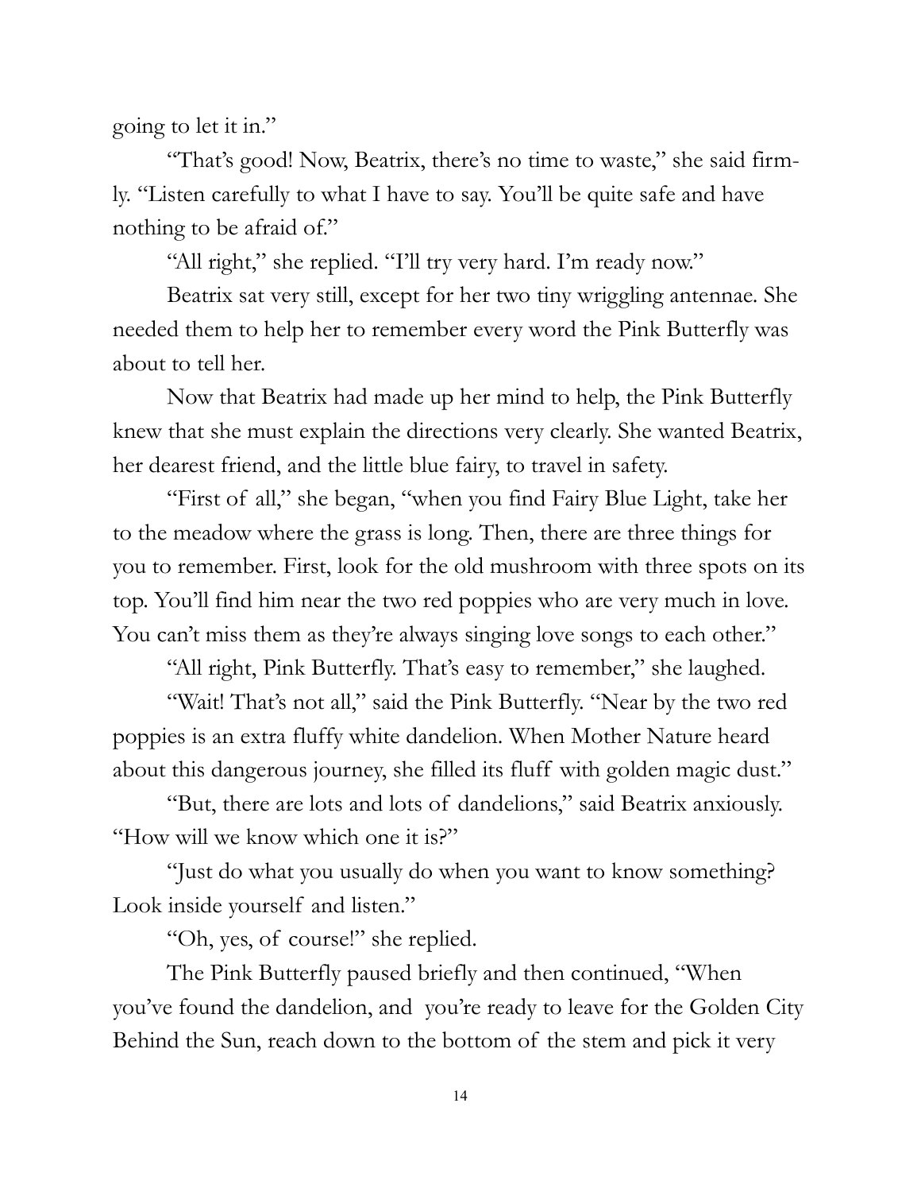going to let it in."

"That's good! Now, Beatrix, there's no time to waste," she said firmly. "Listen carefully to what I have to say. You'll be quite safe and have nothing to be afraid of."

"All right," she replied. "I'll try very hard. I'm ready now."

Beatrix sat very still, except for her two tiny wriggling antennae. She needed them to help her to remember every word the Pink Butterfly was about to tell her.

Now that Beatrix had made up her mind to help, the Pink Butterfly knew that she must explain the directions very clearly. She wanted Beatrix, her dearest friend, and the little blue fairy, to travel in safety.

"First of all," she began, "when you find Fairy Blue Light, take her to the meadow where the grass is long. Then, there are three things for you to remember. First, look for the old mushroom with three spots on its top. You'll find him near the two red poppies who are very much in love. You can't miss them as they're always singing love songs to each other."

"All right, Pink Butterfly. That's easy to remember," she laughed.

"Wait! That's not all," said the Pink Butterfly. "Near by the two red poppies is an extra fluffy white dandelion. When Mother Nature heard about this dangerous journey, she filled its fluff with golden magic dust."

"But, there are lots and lots of dandelions," said Beatrix anxiously. "How will we know which one it is?"

"Just do what you usually do when you want to know something? Look inside yourself and listen."

"Oh, yes, of course!" she replied.

The Pink Butterfly paused briefly and then continued, "When you've found the dandelion, and you're ready to leave for the Golden City Behind the Sun, reach down to the bottom of the stem and pick it very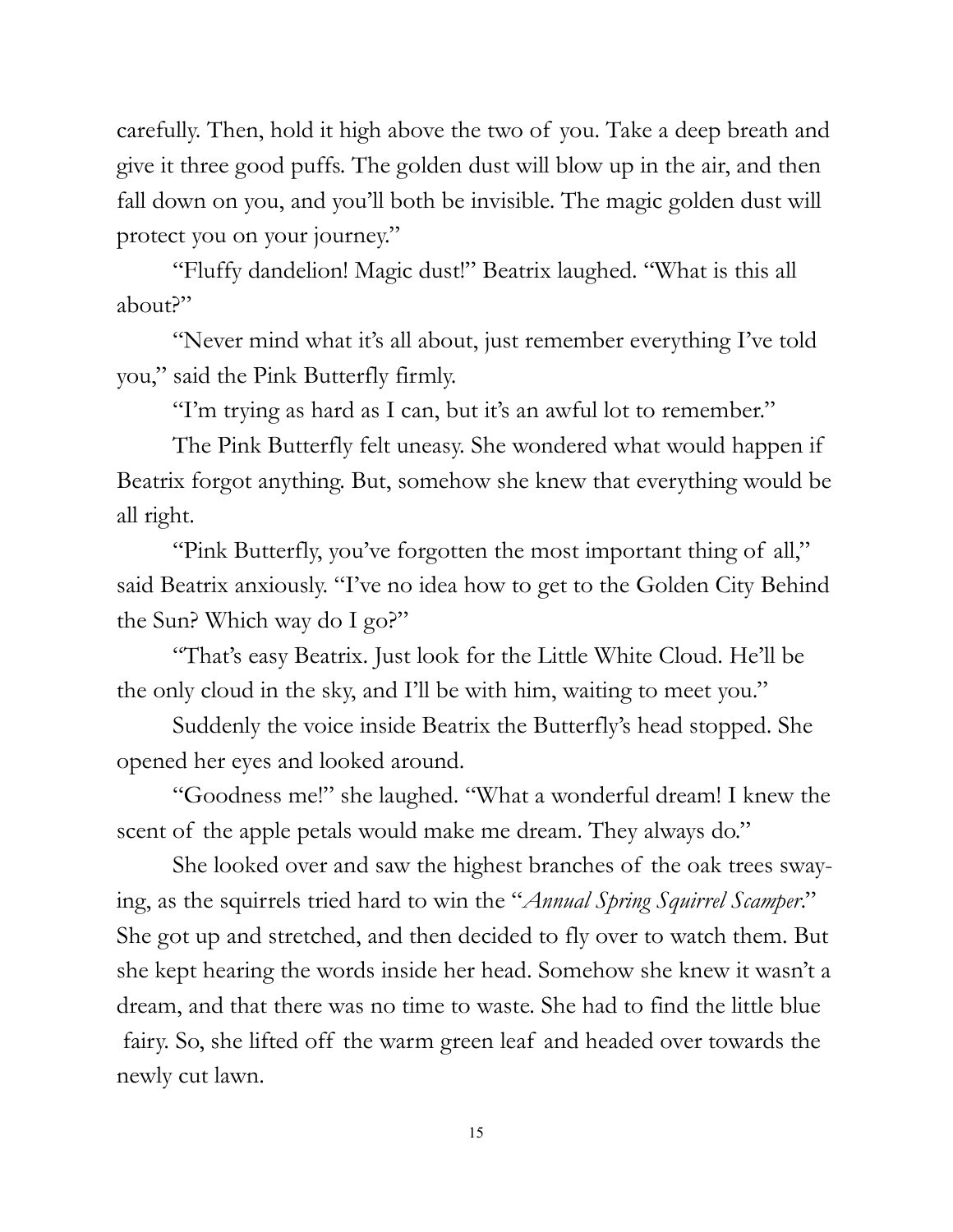carefully. Then, hold it high above the two of you. Take a deep breath and give it three good puffs. The golden dust will blow up in the air, and then fall down on you, and you'll both be invisible. The magic golden dust will protect you on your journey."

"Fluffy dandelion! Magic dust!" Beatrix laughed. "What is this all about?"

"Never mind what it's all about, just remember everything I've told you," said the Pink Butterfly firmly.

"I'm trying as hard as I can, but it's an awful lot to remember."

The Pink Butterfly felt uneasy. She wondered what would happen if Beatrix forgot anything. But, somehow she knew that everything would be all right.

"Pink Butterfly, you've forgotten the most important thing of all," said Beatrix anxiously. "I've no idea how to get to the Golden City Behind the Sun? Which way do I go?"

"That's easy Beatrix. Just look for the Little White Cloud. He'll be the only cloud in the sky, and I'll be with him, waiting to meet you."

Suddenly the voice inside Beatrix the Butterfly's head stopped. She opened her eyes and looked around.

"Goodness me!" she laughed. "What a wonderful dream! I knew the scent of the apple petals would make me dream. They always do."

She looked over and saw the highest branches of the oak trees swaying, as the squirrels tried hard to win the "*Annual Spring Squirrel Scamper*." She got up and stretched, and then decided to fly over to watch them. But she kept hearing the words inside her head. Somehow she knew it wasn't a dream, and that there was no time to waste. She had to find the little blue fairy. So, she lifted off the warm green leaf and headed over towards the newly cut lawn.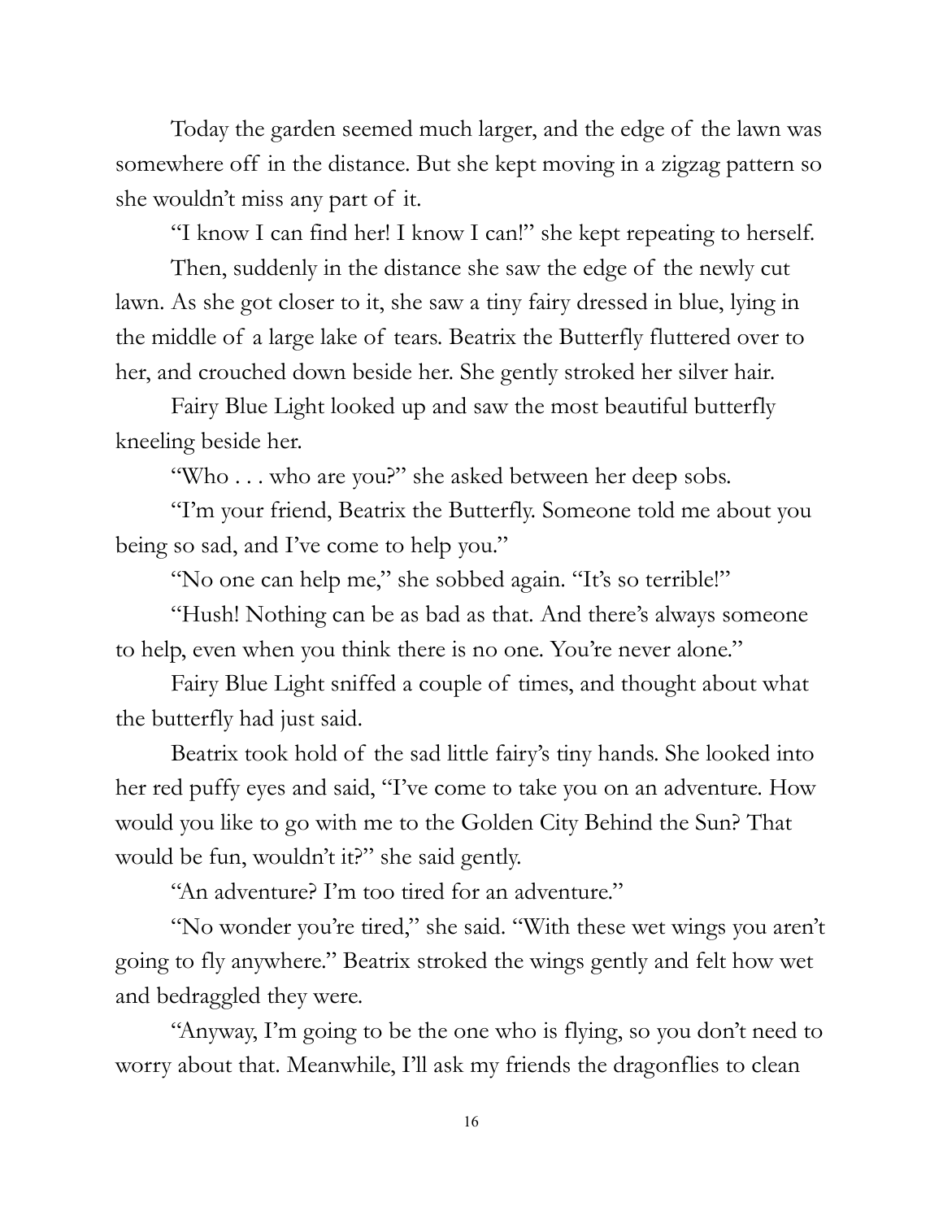Today the garden seemed much larger, and the edge of the lawn was somewhere off in the distance. But she kept moving in a zigzag pattern so she wouldn't miss any part of it.

"I know I can find her! I know I can!" she kept repeating to herself.

Then, suddenly in the distance she saw the edge of the newly cut lawn. As she got closer to it, she saw a tiny fairy dressed in blue, lying in the middle of a large lake of tears. Beatrix the Butterfly fluttered over to her, and crouched down beside her. She gently stroked her silver hair.

Fairy Blue Light looked up and saw the most beautiful butterfly kneeling beside her.

"Who . . . who are you?" she asked between her deep sobs.

"I'm your friend, Beatrix the Butterfly. Someone told me about you being so sad, and I've come to help you."

"No one can help me," she sobbed again. "It's so terrible!"

"Hush! Nothing can be as bad as that. And there's always someone to help, even when you think there is no one. You're never alone."

Fairy Blue Light sniffed a couple of times, and thought about what the butterfly had just said.

Beatrix took hold of the sad little fairy's tiny hands. She looked into her red puffy eyes and said, "I've come to take you on an adventure. How would you like to go with me to the Golden City Behind the Sun? That would be fun, wouldn't it?" she said gently.

"An adventure? I'm too tired for an adventure."

"No wonder you're tired," she said. "With these wet wings you aren't going to fly anywhere." Beatrix stroked the wings gently and felt how wet and bedraggled they were.

"Anyway, I'm going to be the one who is flying, so you don't need to worry about that. Meanwhile, I'll ask my friends the dragonflies to clean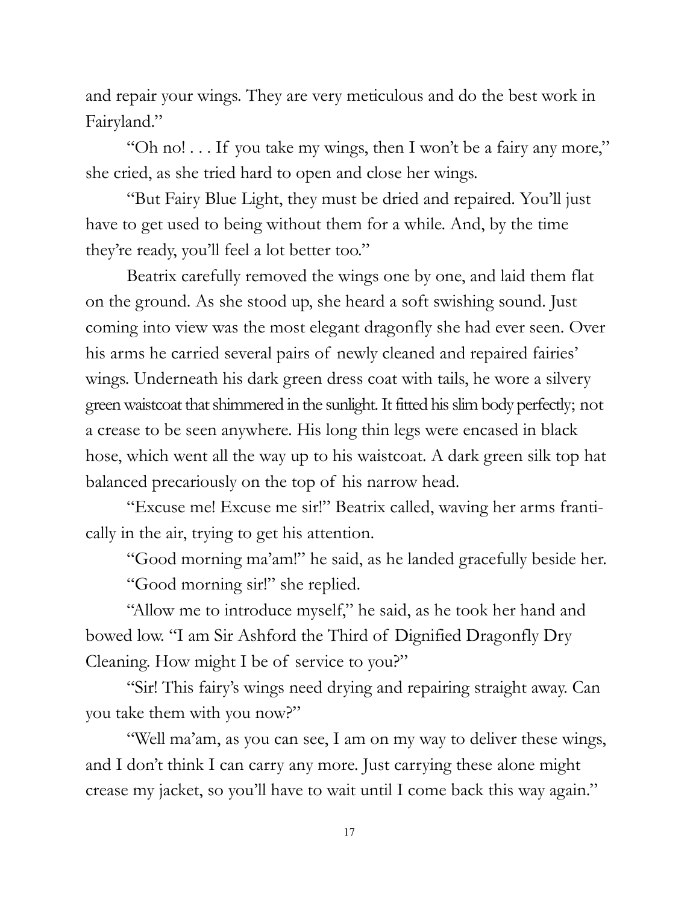and repair your wings. They are very meticulous and do the best work in Fairyland."

"Oh no! . . . If you take my wings, then I won't be a fairy any more," she cried, as she tried hard to open and close her wings.

"But Fairy Blue Light, they must be dried and repaired. You'll just have to get used to being without them for a while. And, by the time they're ready, you'll feel a lot better too."

Beatrix carefully removed the wings one by one, and laid them flat on the ground. As she stood up, she heard a soft swishing sound. Just coming into view was the most elegant dragonfly she had ever seen. Over his arms he carried several pairs of newly cleaned and repaired fairies' wings. Underneath his dark green dress coat with tails, he wore a silvery green waistcoat that shimmered in the sunlight. It fitted his slim body perfectly; not a crease to be seen anywhere. His long thin legs were encased in black hose, which went all the way up to his waistcoat. A dark green silk top hat balanced precariously on the top of his narrow head.

"Excuse me! Excuse me sir!" Beatrix called, waving her arms frantically in the air, trying to get his attention.

"Good morning ma'am!" he said, as he landed gracefully beside her.

"Good morning sir!" she replied.

"Allow me to introduce myself," he said, as he took her hand and bowed low. "I am Sir Ashford the Third of Dignified Dragonfly Dry Cleaning. How might I be of service to you?"

"Sir! This fairy's wings need drying and repairing straight away. Can you take them with you now?"

"Well ma'am, as you can see, I am on my way to deliver these wings, and I don't think I can carry any more. Just carrying these alone might crease my jacket, so you'll have to wait until I come back this way again."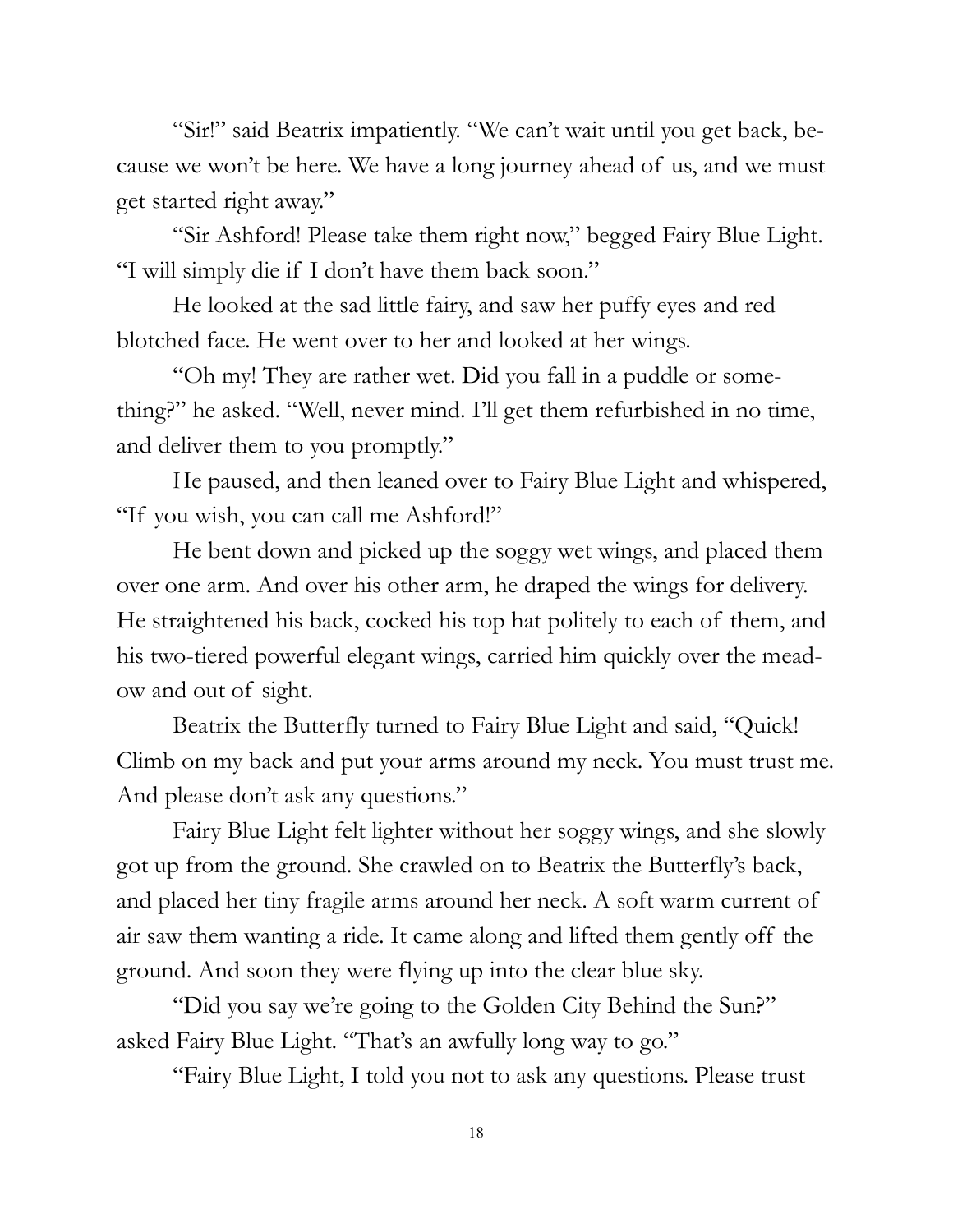"Sir!" said Beatrix impatiently. "We can't wait until you get back, because we won't be here. We have a long journey ahead of us, and we must get started right away."

"Sir Ashford! Please take them right now," begged Fairy Blue Light. "I will simply die if I don't have them back soon."

He looked at the sad little fairy, and saw her puffy eyes and red blotched face. He went over to her and looked at her wings.

"Oh my! They are rather wet. Did you fall in a puddle or something?" he asked. "Well, never mind. I'll get them refurbished in no time, and deliver them to you promptly."

He paused, and then leaned over to Fairy Blue Light and whispered, "If you wish, you can call me Ashford!"

He bent down and picked up the soggy wet wings, and placed them over one arm. And over his other arm, he draped the wings for delivery. He straightened his back, cocked his top hat politely to each of them, and his two-tiered powerful elegant wings, carried him quickly over the meadow and out of sight.

Beatrix the Butterfly turned to Fairy Blue Light and said, "Quick! Climb on my back and put your arms around my neck. You must trust me. And please don't ask any questions."

Fairy Blue Light felt lighter without her soggy wings, and she slowly got up from the ground. She crawled on to Beatrix the Butterfly's back, and placed her tiny fragile arms around her neck. A soft warm current of air saw them wanting a ride. It came along and lifted them gently off the ground. And soon they were flying up into the clear blue sky.

"Did you say we're going to the Golden City Behind the Sun?" asked Fairy Blue Light. "That's an awfully long way to go."

"Fairy Blue Light, I told you not to ask any questions. Please trust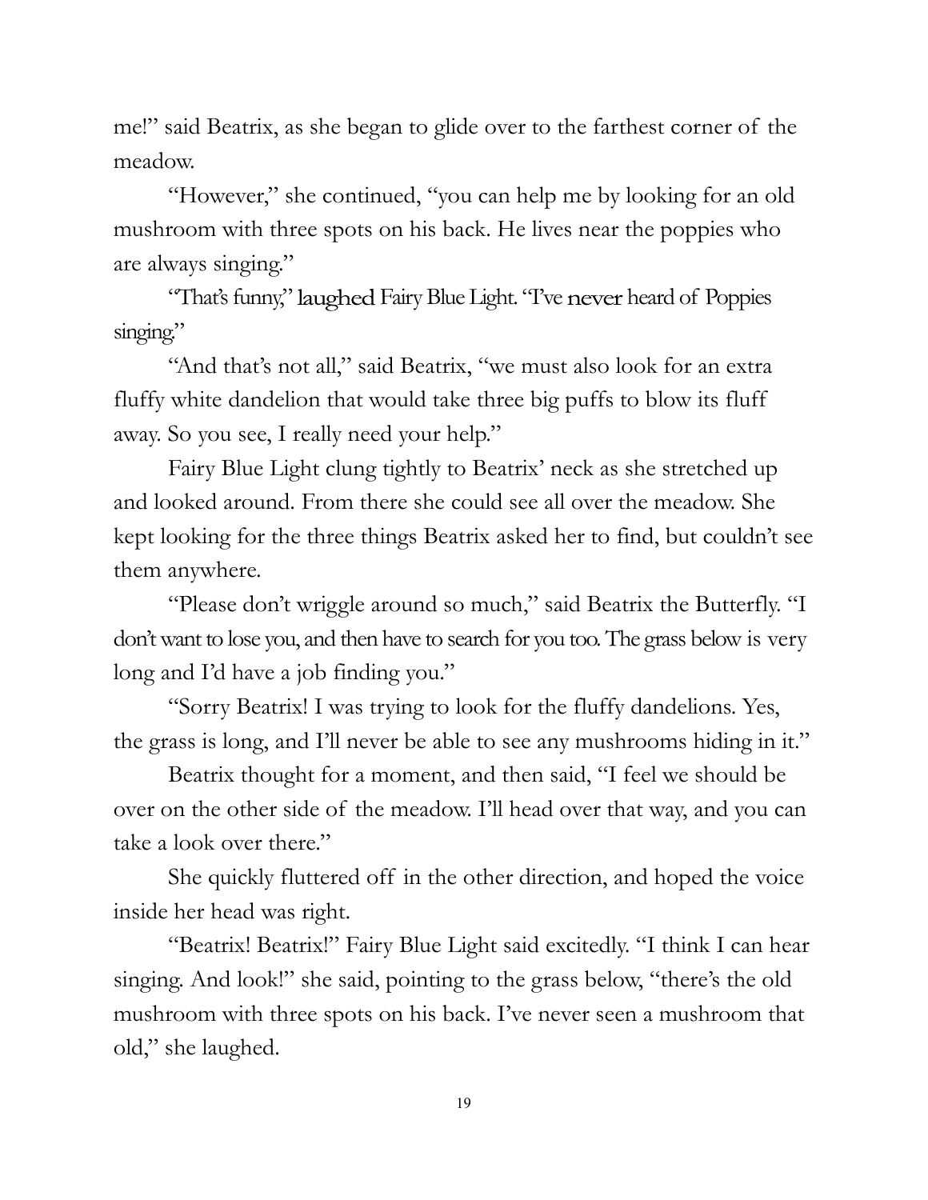me!" said Beatrix, as she began to glide over to the farthest corner of the meadow.

"However," she continued, "you can help me by looking for an old mushroom with three spots on his back. He lives near the poppies who are always singing."

"That's funny," laughed Fairy Blue Light. "I've never heard of Poppies singing."

"And that's not all," said Beatrix, "we must also look for an extra fluffy white dandelion that would take three big puffs to blow its fluff away. So you see, I really need your help."

Fairy Blue Light clung tightly to Beatrix' neck as she stretched up and looked around. From there she could see all over the meadow. She kept looking for the three things Beatrix asked her to find, but couldn't see them anywhere.

"Please don't wriggle around so much," said Beatrix the Butterfly. "I don't want to lose you, and then have to search for you too. The grass below is very long and I'd have a job finding you."

"Sorry Beatrix! I was trying to look for the fluffy dandelions. Yes, the grass is long, and I'll never be able to see any mushrooms hiding in it."

Beatrix thought for a moment, and then said, "I feel we should be over on the other side of the meadow. I'll head over that way, and you can take a look over there."

She quickly fluttered off in the other direction, and hoped the voice inside her head was right.

"Beatrix! Beatrix!" Fairy Blue Light said excitedly. "I think I can hear singing. And look!" she said, pointing to the grass below, "there's the old mushroom with three spots on his back. I've never seen a mushroom that old," she laughed.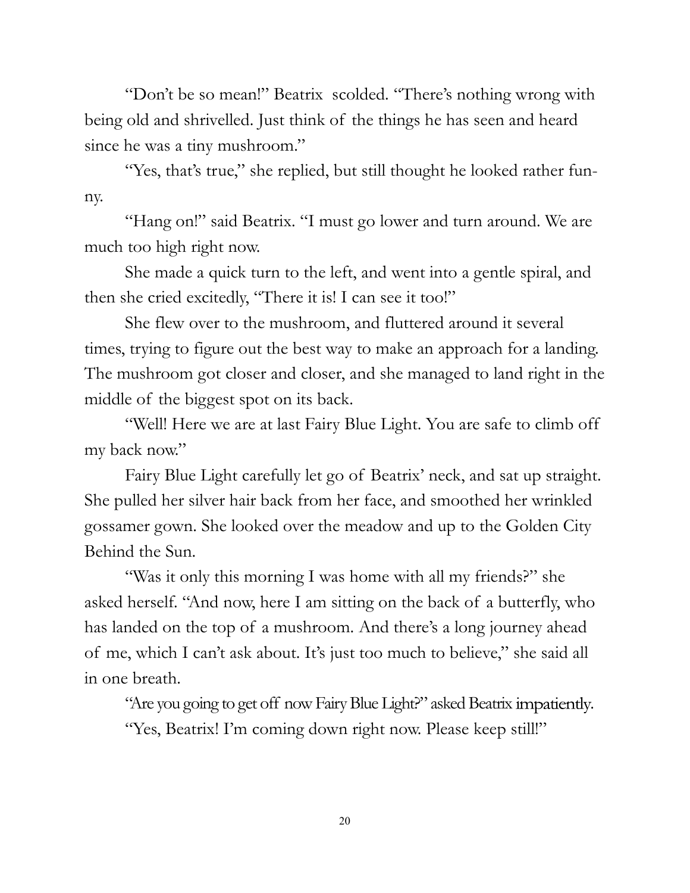"Don't be so mean!" Beatrix  scolded. "There's nothing wrong with being old and shrivelled. Just think of  the things he has seen and heard since he was a tiny mushroom."

"Yes, that's true," she replied, but still thought he looked rather funny.

"Hang on!" said Beatrix. "I must go lower and turn around. We are much too high right now.

She made a quick turn to the left, and went into a gentle spiral, and then she cried excitedly, "There it is! I can see it too!"

She flew over to the mushroom, and fluttered around it several times, trying to figure out the best way to make an approach for a landing. The mushroom got closer and closer, and she managed to land right in the middle of  the biggest spot on its back.

"Well! Here we are at last Fairy Blue Light. You are safe to climb off my back now."

Fairy Blue Light carefully let go of  Beatrix' neck, and sat up straight. She pulled her silver hair back from her face, and smoothed her wrinkled gossamer gown. She looked over the meadow and up to the Golden City Behind the Sun.

"Was it only this morning I was home with all my friends?" she asked herself. "And now, here I am sitting on the back of  a butterfly, who has landed on the top of  a mushroom. And there's a long journey ahead of  me, which I can't ask about. It's just too much to believe," she said all in one breath.

"Are you going to get off  now Fairy Blue Light?" asked Beatrix impatiently.

"Yes, Beatrix! I'm coming down right now. Please keep still!"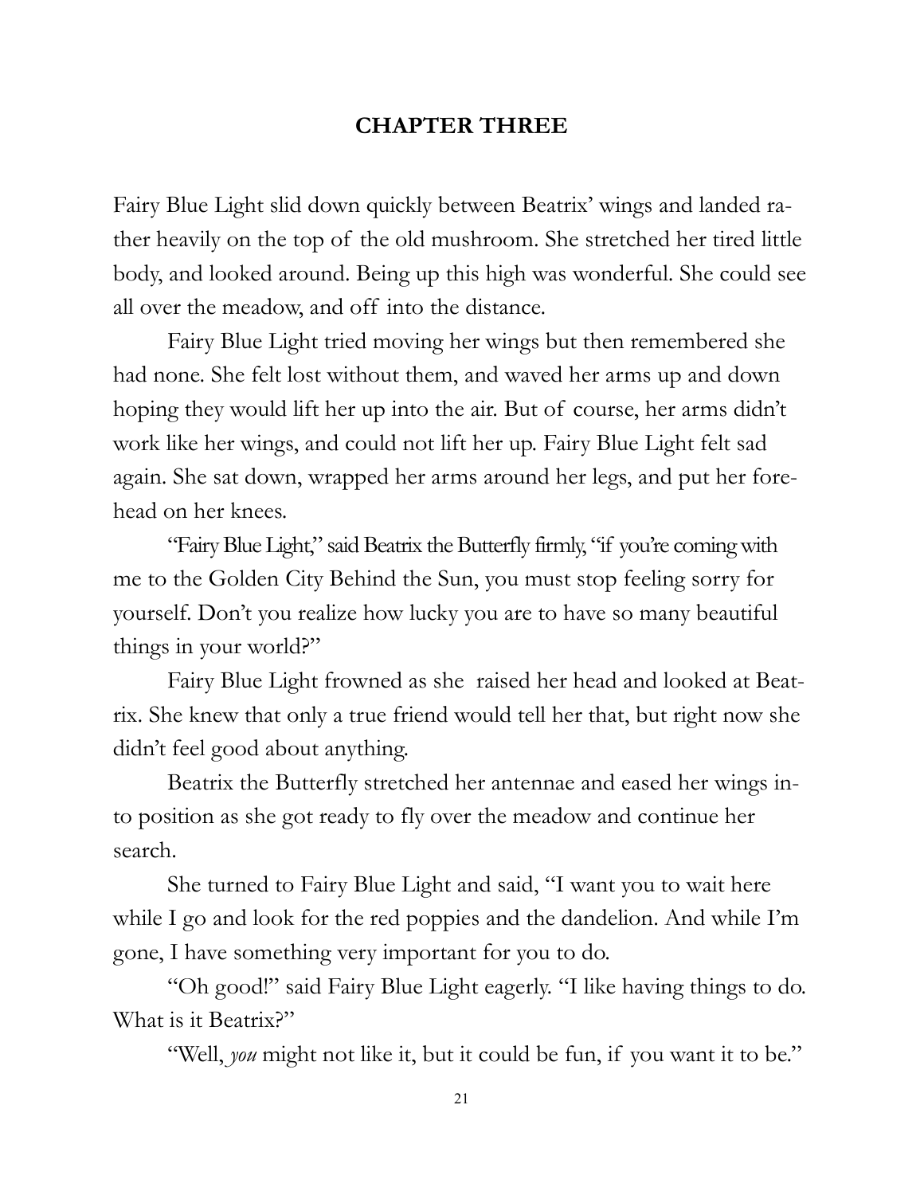## CHAPTER THREE

Fairy Blue Light slid down quickly between Beatrix' wings and landed rather heavily on the top of the old mushroom. She stretched her tired little body, and looked around. Being up this high was wonderful. She could see all over the meadow, and off into the distance.

Fairy Blue Light tried moving her wings but then remembered she had none. She felt lost without them, and waved her arms up and down hoping they would lift her up into the air. But of course, her arms didn't work like her wings, and could not lift her up. Fairy Blue Light felt sad again. She sat down, wrapped her arms around her legs, and put her forehead on her knees.

"Fairy Blue Light," said Beatrix the Butterfly firmly, "if you're coming with me to the Golden City Behind the Sun, you must stop feeling sorry for yourself. Don't you realize how lucky you are to have so many beautiful things in your world?"

Fairy Blue Light frowned as she raised her head and looked at Beatrix. She knew that only a true friend would tell her that, but right now she didn't feel good about anything.

Beatrix the Butterfly stretched her antennae and eased her wings into position as she got ready to fly over the meadow and continue her search.

She turned to Fairy Blue Light and said, "I want you to wait here while I go and look for the red poppies and the dandelion. And while I'm gone, I have something very important for you to do.

"Oh good!" said Fairy Blue Light eagerly. "I like having things to do. What is it Beatrix?"

"Well, *you* might not like it, but it could be fun, if you want it to be."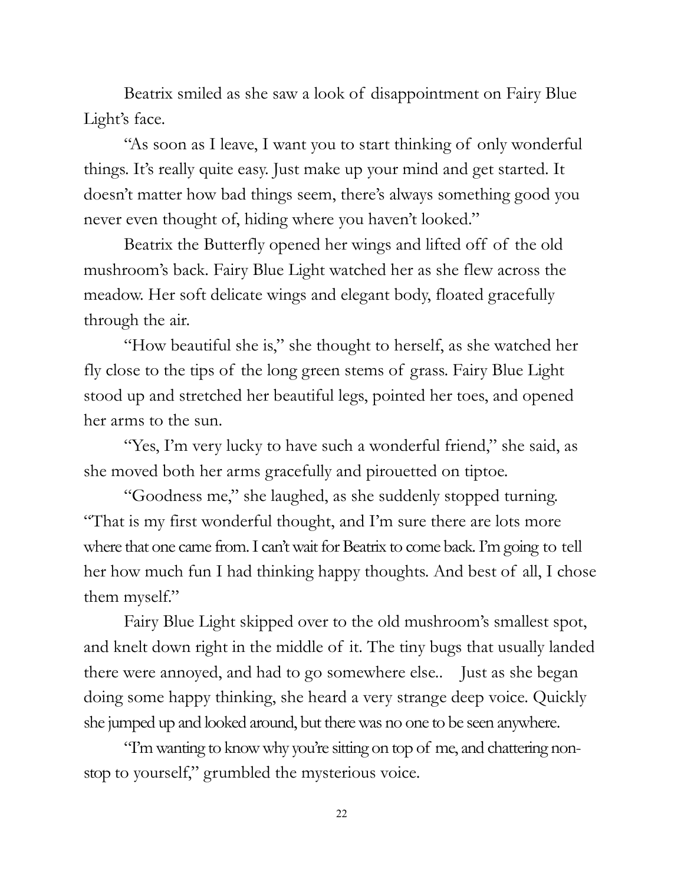Beatrix smiled as she saw a look of disappointment on Fairy Blue Light's face.

"As soon as I leave, I want you to start thinking of only wonderful things. It's really quite easy. Just make up your mind and get started. It doesn't matter how bad things seem, there's always something good you never even thought of, hiding where you haven't looked."

Beatrix the Butterfly opened her wings and lifted off of the old mushroom's back. Fairy Blue Light watched her as she flew across the meadow. Her soft delicate wings and elegant body, floated gracefully through the air.

"How beautiful she is," she thought to herself, as she watched her fly close to the tips of the long green stems of grass. Fairy Blue Light stood up and stretched her beautiful legs, pointed her toes, and opened her arms to the sun.

"Yes, I'm very lucky to have such a wonderful friend," she said, as she moved both her arms gracefully and pirouetted on tiptoe.

"Goodness me," she laughed, as she suddenly stopped turning. "That is my first wonderful thought, and I'm sure there are lots more where that one came from. I can't wait for Beatrix to come back. I'm going to tell her how much fun I had thinking happy thoughts. And best of all, I chose them myself."

Fairy Blue Light skipped over to the old mushroom's smallest spot, and knelt down right in the middle of it. The tiny bugs that usually landed there were annoyed, and had to go somewhere else.. Just as she began doing some happy thinking, she heard a very strange deep voice. Quickly she jumped up and looked around, but there was no one to be seen anywhere.

"I'm wanting to know why you're sitting on top of me, and chattering non-stop to yourself," grumbled the mysterious voice.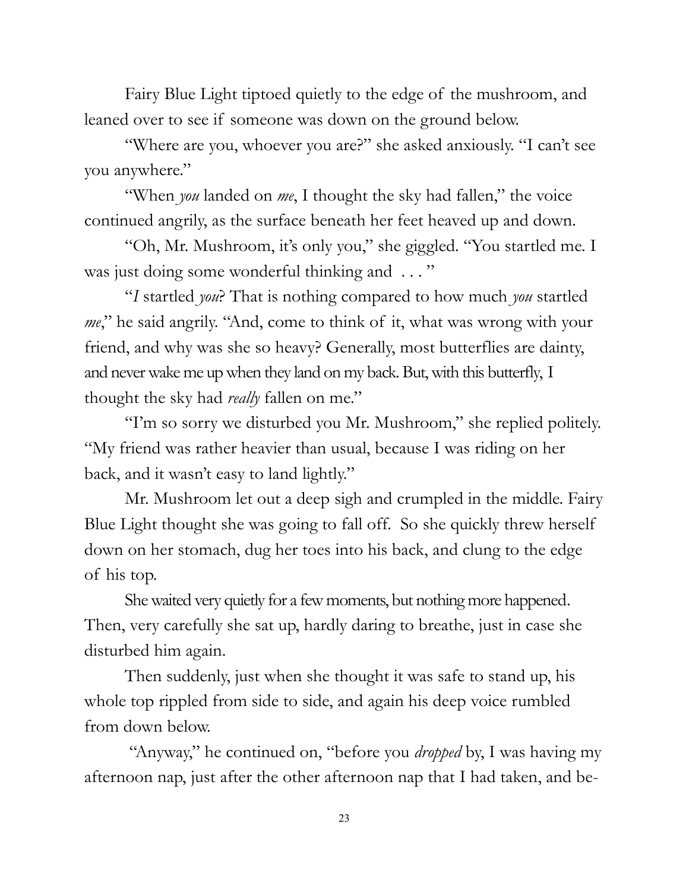Fairy Blue Light tiptoed quietly to the edge of the mushroom, and leaned over to see if someone was down on the ground below.

"Where are you, whoever you are?" she asked anxiously. "I can't see you anywhere."

"When *you* landed on *me*, I thought the sky had fallen," the voice continued angrily, as the surface beneath her feet heaved up and down.

"Oh, Mr. Mushroom, it's only you," she giggled. "You startled me. I was just doing some wonderful thinking and . . . "

"*I* startled *you*? That is nothing compared to how much *you* startled *me*," he said angrily. "And, come to think of it, what was wrong with your friend, and why was she so heavy? Generally, most butterflies are dainty, and never wake me up when they land on my back. But, with this butterfly, I thought the sky had *really* fallen on me."

"I'm so sorry we disturbed you Mr. Mushroom," she replied politely. "My friend was rather heavier than usual, because I was riding on her back, and it wasn't easy to land lightly."

Mr. Mushroom let out a deep sigh and crumpled in the middle. Fairy Blue Light thought she was going to fall off. So she quickly threw herself down on her stomach, dug her toes into his back, and clung to the edge of his top.

She waited very quietly for a few moments, but nothing more happened. Then, very carefully she sat up, hardly daring to breathe, just in case she disturbed him again.

Then suddenly, just when she thought it was safe to stand up, his whole top rippled from side to side, and again his deep voice rumbled from down below.

"Anyway," he continued on, "before you *dropped* by, I was having my afternoon nap, just after the other afternoon nap that I had taken, and be-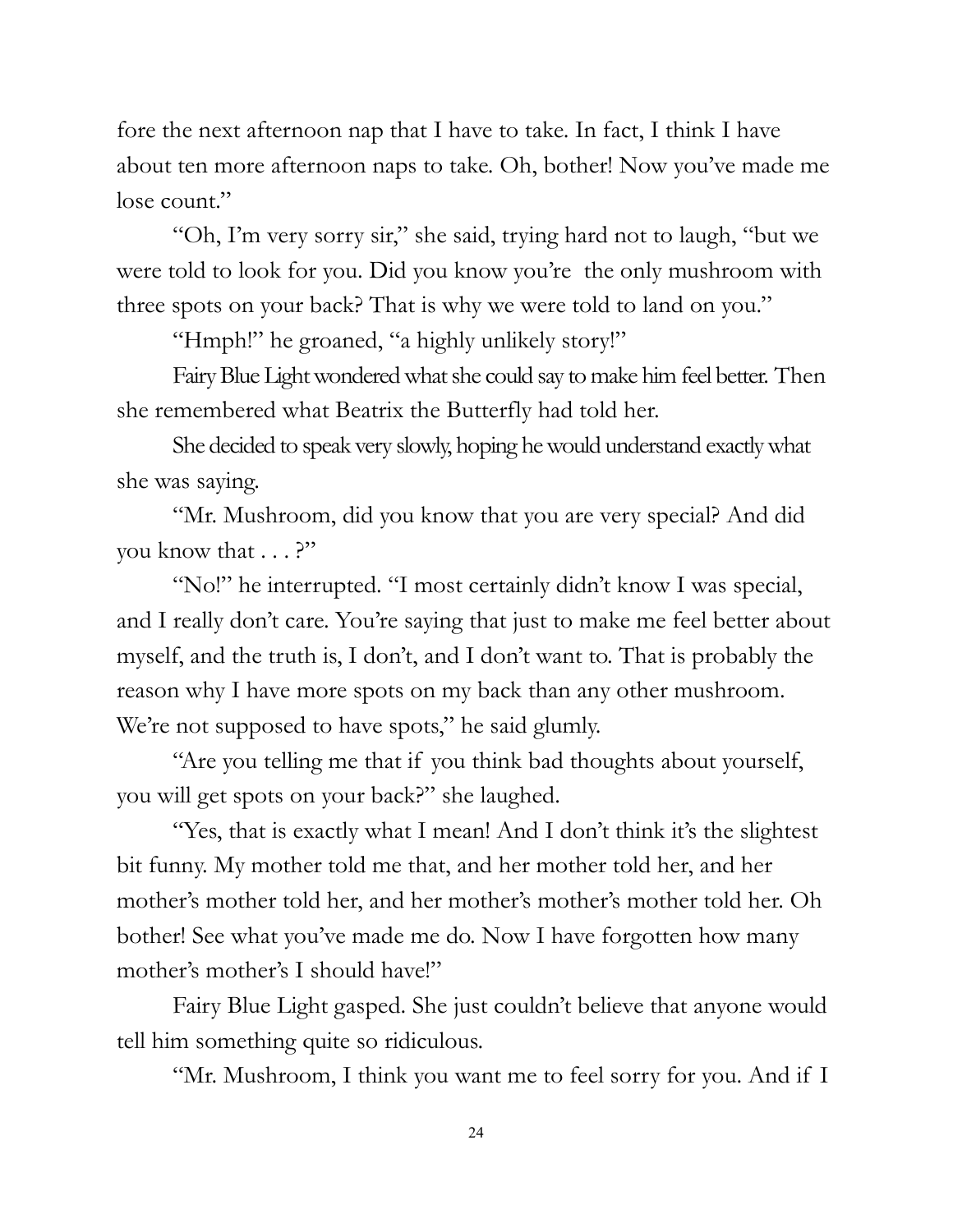fore the next afternoon nap that I have to take. In fact, I think I have about ten more afternoon naps to take. Oh, bother! Now you've made me lose count."

"Oh, I'm very sorry sir," she said, trying hard not to laugh, "but we were told to look for you. Did you know you're the only mushroom with three spots on your back? That is why we were told to land on you."

"Hmph!" he groaned, "a highly unlikely story!"

Fairy Blue Light wondered what she could say to make him feel better. Then she remembered what Beatrix the Butterfly had told her.

She decided to speak very slowly, hoping he would understand exactly what she was saying.

"Mr. Mushroom, did you know that you are very special? And did you know that . . . ?"

"No!" he interrupted. "I most certainly didn't know I was special, and I really don't care. You're saying that just to make me feel better about myself, and the truth is, I don't, and I don't want to. That is probably the reason why I have more spots on my back than any other mushroom. We're not supposed to have spots," he said glumly.

"Are you telling me that if you think bad thoughts about yourself, you will get spots on your back?" she laughed.

"Yes, that is exactly what I mean! And I don't think it's the slightest bit funny. My mother told me that, and her mother told her, and her mother's mother told her, and her mother's mother's mother told her. Oh bother! See what you've made me do. Now I have forgotten how many mother's mother's I should have!"

Fairy Blue Light gasped. She just couldn't believe that anyone would tell him something quite so ridiculous.

"Mr. Mushroom, I think you want me to feel sorry for you. And if I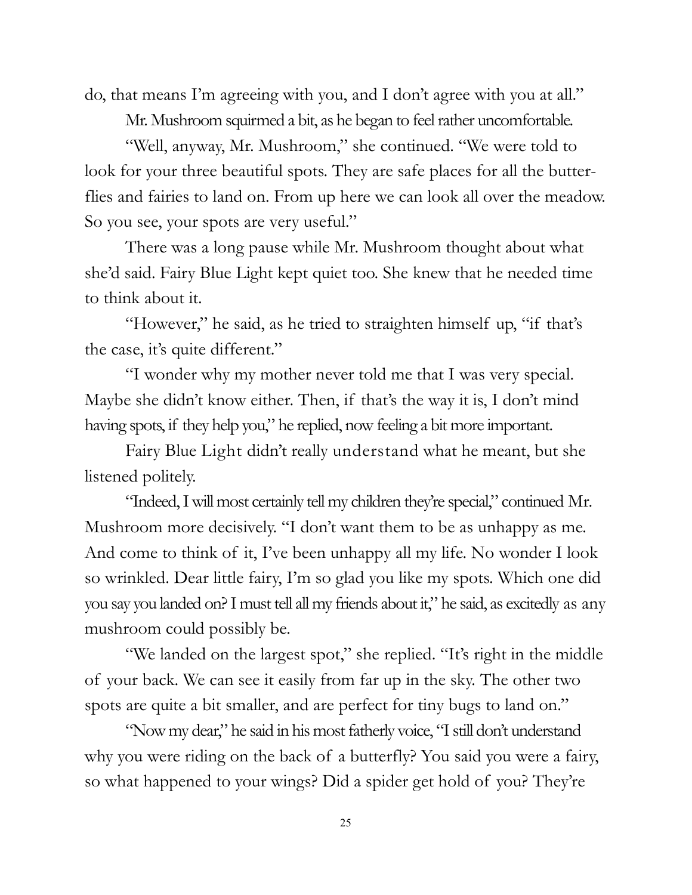do, that means I'm agreeing with you, and I don't agree with you at all."

Mr. Mushroom squirmed a bit, as he began to feel rather uncomfortable.

"Well, anyway, Mr. Mushroom," she continued. "We were told to look for your three beautiful spots. They are safe places for all the butterflies and fairies to land on. From up here we can look all over the meadow. So you see, your spots are very useful."

There was a long pause while Mr. Mushroom thought about what she'd said. Fairy Blue Light kept quiet too. She knew that he needed time to think about it.

"However," he said, as he tried to straighten himself up, "if that's the case, it's quite different."

"I wonder why my mother never told me that I was very special. Maybe she didn't know either. Then, if that's the way it is, I don't mind having spots, if they help you," he replied, now feeling a bit more important.

Fairy Blue Light didn't really understand what he meant, but she listened politely.

"Indeed, I will most certainly tell my children they're special," continued Mr. Mushroom more decisively. "I don't want them to be as unhappy as me. And come to think of it, I've been unhappy all my life. No wonder I look so wrinkled. Dear little fairy, I'm so glad you like my spots. Which one did you say you landed on? I must tell all my friends about it," he said, as excitedly as any mushroom could possibly be.

"We landed on the largest spot," she replied. "It's right in the middle of your back. We can see it easily from far up in the sky. The other two spots are quite a bit smaller, and are perfect for tiny bugs to land on."

"Now my dear," he said in his most fatherly voice, "I still don't understand why you were riding on the back of a butterfly? You said you were a fairy, so what happened to your wings? Did a spider get hold of you? They're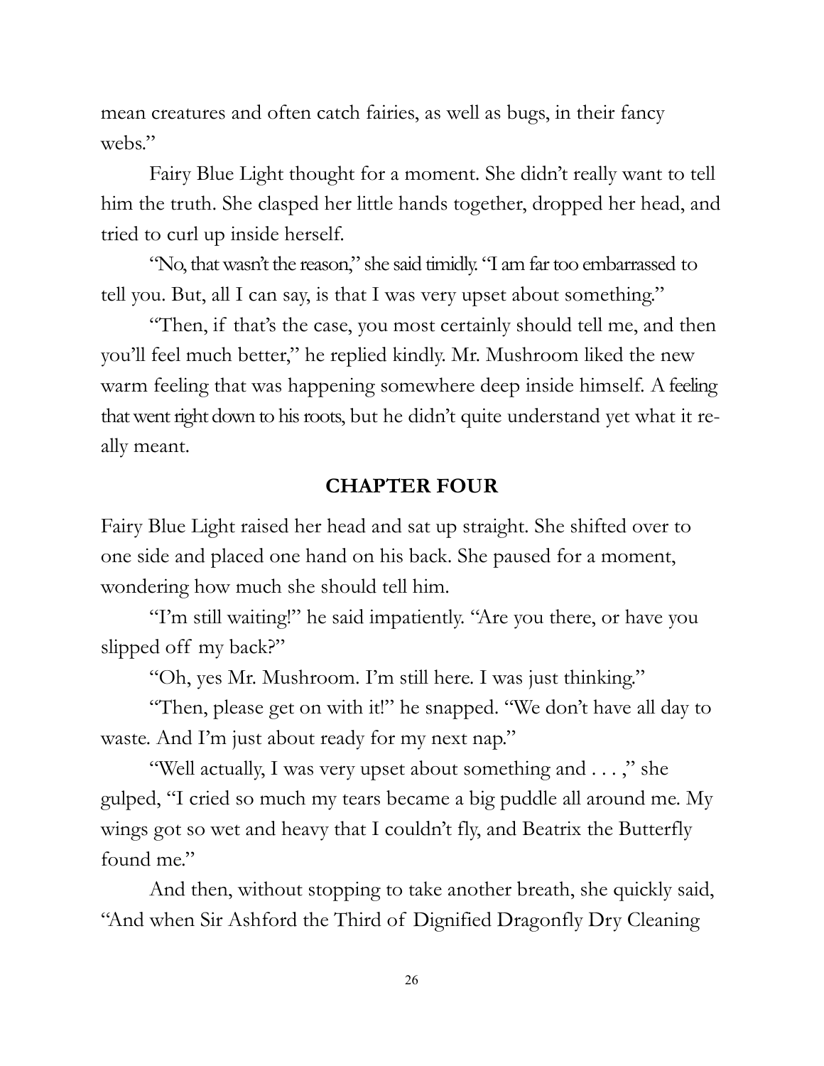mean creatures and often catch fairies, as well as bugs, in their fancy webs."

Fairy Blue Light thought for a moment. She didn't really want to tell him the truth. She clasped her little hands together, dropped her head, and tried to curl up inside herself.

"No, that wasn't the reason," she said timidly. "I am far too embarrassed to tell you. But, all I can say, is that I was very upset about something."

"Then, if that's the case, you most certainly should tell me, and then you'll feel much better," he replied kindly. Mr. Mushroom liked the new warm feeling that was happening somewhere deep inside himself. A feeling that went right down to his roots, but he didn't quite understand yet what it really meant.

## CHAPTER FOUR

Fairy Blue Light raised her head and sat up straight. She shifted over to one side and placed one hand on his back. She paused for a moment, wondering how much she should tell him.

"I'm still waiting!" he said impatiently. "Are you there, or have you slipped off my back?"

"Oh, yes Mr. Mushroom. I'm still here. I was just thinking."

"Then, please get on with it!" he snapped. "We don't have all day to waste. And I'm just about ready for my next nap."

"Well actually, I was very upset about something and . . . ," she gulped, "I cried so much my tears became a big puddle all around me. My wings got so wet and heavy that I couldn't fly, and Beatrix the Butterfly found me."

And then, without stopping to take another breath, she quickly said, "And when Sir Ashford the Third of Dignified Dragonfly Dry Cleaning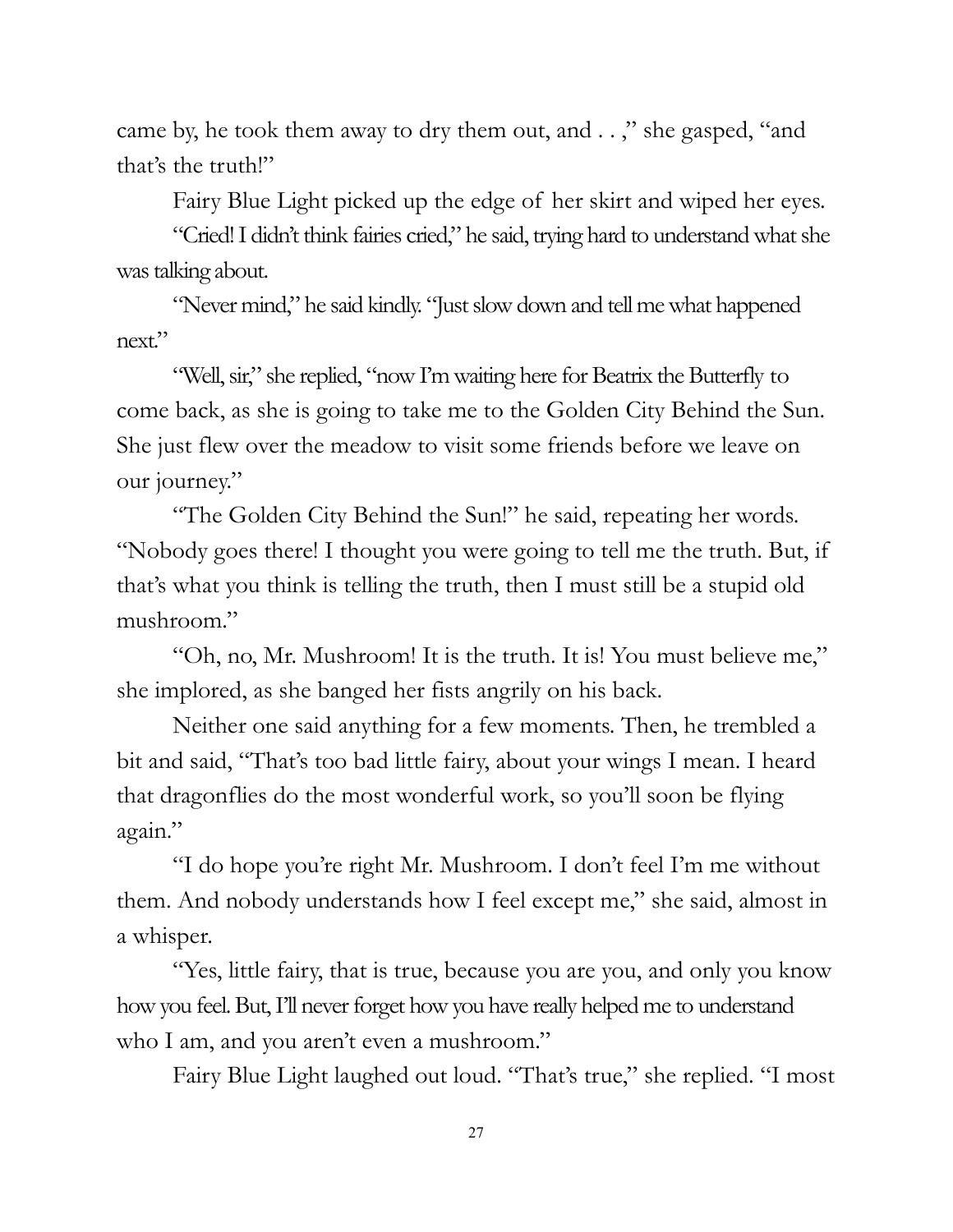came by, he took them away to dry them out, and . . ," she gasped, "and that's the truth!"

Fairy Blue Light picked up the edge of her skirt and wiped her eyes.

"Cried! I didn't think fairies cried," he said, trying hard to understand what she was talking about.

"Never mind," he said kindly. "Just slow down and tell me what happened next."

"Well, sir," she replied, "now I'm waiting here for Beatrix the Butterfly to come back, as she is going to take me to the Golden City Behind the Sun. She just flew over the meadow to visit some friends before we leave on our journey."

"The Golden City Behind the Sun!" he said, repeating her words. "Nobody goes there! I thought you were going to tell me the truth. But, if that's what you think is telling the truth, then I must still be a stupid old mushroom."

"Oh, no, Mr. Mushroom! It is the truth. It is! You must believe me," she implored, as she banged her fists angrily on his back.

Neither one said anything for a few moments. Then, he trembled a bit and said, "That's too bad little fairy, about your wings I mean. I heard that dragonflies do the most wonderful work, so you'll soon be flying again."

"I do hope you're right Mr. Mushroom. I don't feel I'm me without them. And nobody understands how I feel except me," she said, almost in a whisper.

"Yes, little fairy, that is true, because you are you, and only you know how you feel. But, I'll never forget how you have really helped me to understand who I am, and you aren't even a mushroom."

Fairy Blue Light laughed out loud. "That's true," she replied. "I most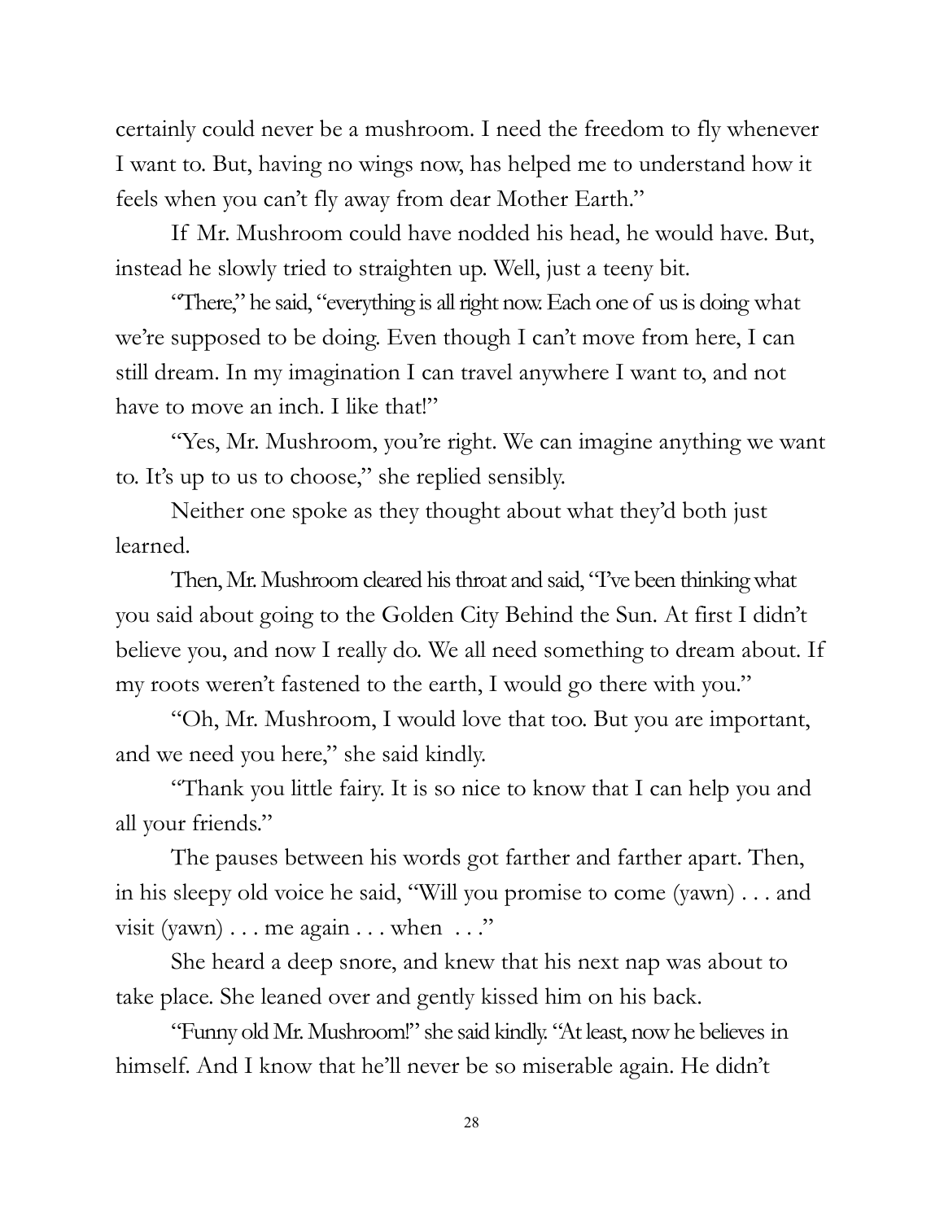certainly could never be a mushroom. I need the freedom to fly whenever I want to. But, having no wings now, has helped me to understand how it feels when you can't fly away from dear Mother Earth."

If Mr. Mushroom could have nodded his head, he would have. But, instead he slowly tried to straighten up. Well, just a teeny bit.

"There," he said, "everything is all right now. Each one of us is doing what we're supposed to be doing. Even though I can't move from here, I can still dream. In my imagination I can travel anywhere I want to, and not have to move an inch. I like that!"

"Yes, Mr. Mushroom, you're right. We can imagine anything we want to. It's up to us to choose," she replied sensibly.

Neither one spoke as they thought about what they'd both just learned.

Then, Mr. Mushroom cleared his throat and said, "I've been thinking what you said about going to the Golden City Behind the Sun. At first I didn't believe you, and now I really do. We all need something to dream about. If my roots weren't fastened to the earth, I would go there with you."

"Oh, Mr. Mushroom, I would love that too. But you are important, and we need you here," she said kindly.

"Thank you little fairy. It is so nice to know that I can help you and all your friends."

The pauses between his words got farther and farther apart. Then, in his sleepy old voice he said, "Will you promise to come (yawn) . . . and visit (yawn) . . . me again . . . when . . ."

She heard a deep snore, and knew that his next nap was about to take place. She leaned over and gently kissed him on his back.

"Funny old Mr. Mushroom!" she said kindly. "At least, now he believes in himself. And I know that he'll never be so miserable again. He didn't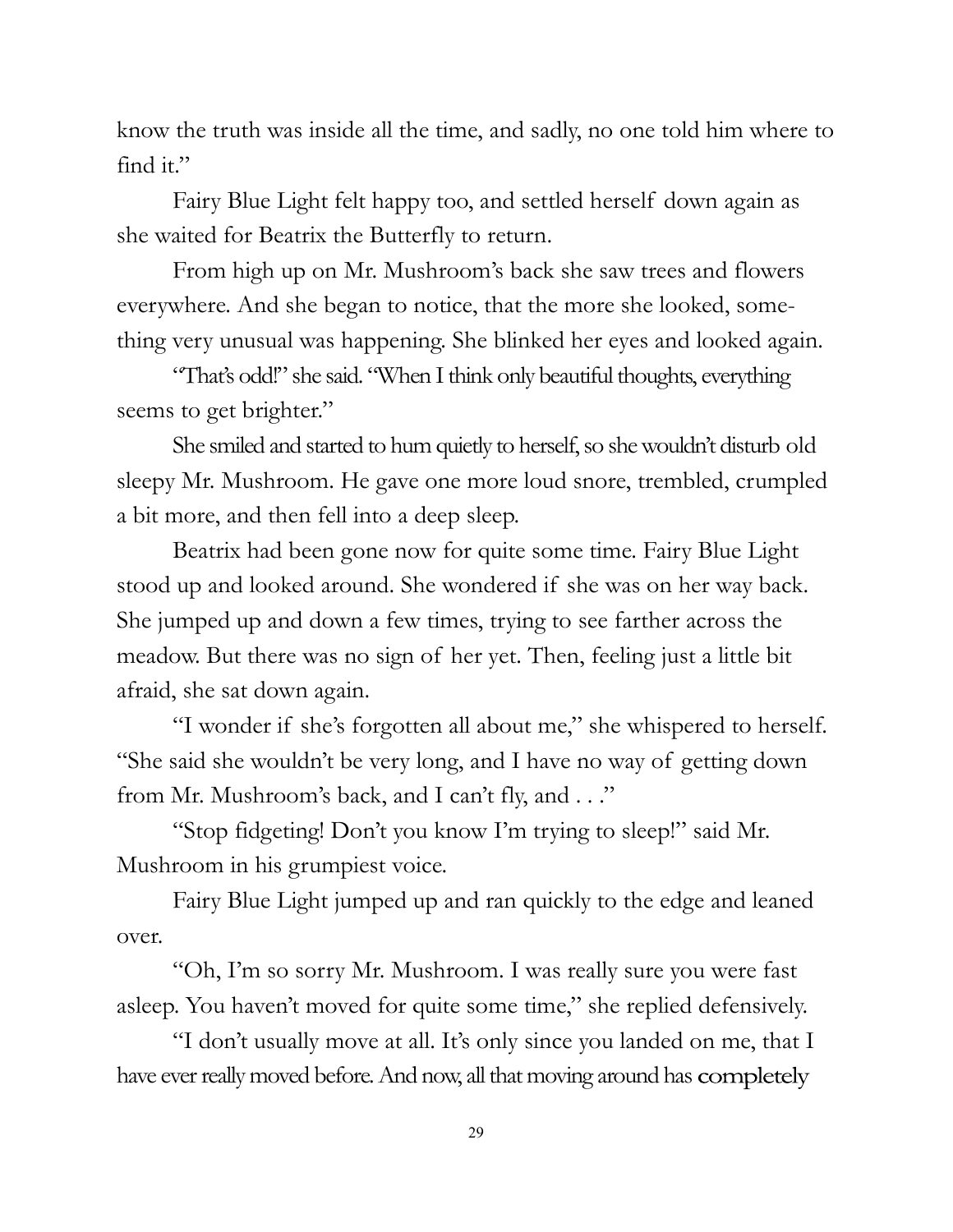know the truth was inside all the time, and sadly, no one told him where to find it."

Fairy Blue Light felt happy too, and settled herself down again as she waited for Beatrix the Butterfly to return.

From high up on Mr. Mushroom's back she saw trees and flowers everywhere. And she began to notice, that the more she looked, something very unusual was happening. She blinked her eyes and looked again.

"That's odd!" she said. "When I think only beautiful thoughts, everything seems to get brighter."

She smiled and started to hum quietly to herself, so she wouldn't disturb old sleepy Mr. Mushroom. He gave one more loud snore, trembled, crumpled a bit more, and then fell into a deep sleep.

Beatrix had been gone now for quite some time. Fairy Blue Light stood up and looked around. She wondered if she was on her way back. She jumped up and down a few times, trying to see farther across the meadow. But there was no sign of her yet. Then, feeling just a little bit afraid, she sat down again.

"I wonder if she's forgotten all about me," she whispered to herself. "She said she wouldn't be very long, and I have no way of getting down from Mr. Mushroom's back, and I can't fly, and . . ."

"Stop fidgeting! Don't you know I'm trying to sleep!" said Mr. Mushroom in his grumpiest voice.

Fairy Blue Light jumped up and ran quickly to the edge and leaned over.

"Oh, I'm so sorry Mr. Mushroom. I was really sure you were fast asleep. You haven't moved for quite some time," she replied defensively.

"I don't usually move at all. It's only since you landed on me, that I have ever really moved before. And now, all that moving around has completely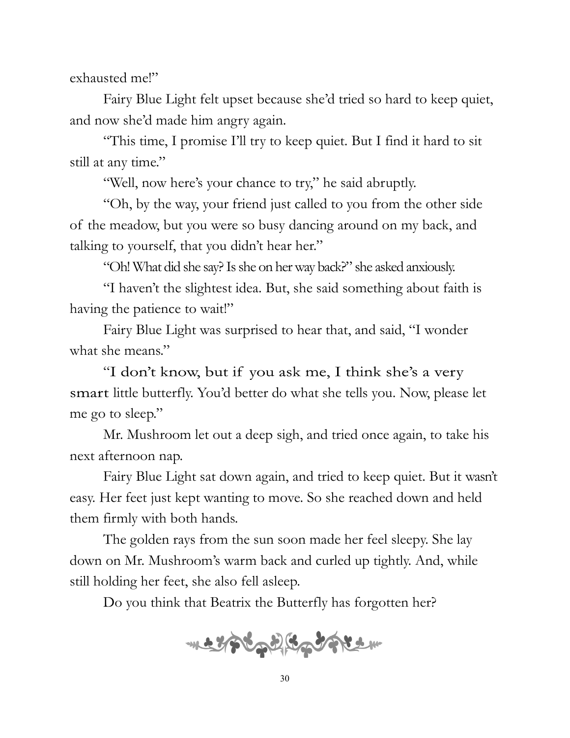exhausted me!"

Fairy Blue Light felt upset because she'd tried so hard to keep quiet, and now she'd made him angry again.

"This time, I promise I'll try to keep quiet. But I find it hard to sit still at any time."

"Well, now here's your chance to try," he said abruptly.

"Oh, by the way, your friend just called to you from the other side of the meadow, but you were so busy dancing around on my back, and talking to yourself, that you didn't hear her."

"Oh! What did she say? Is she on her way back?" she asked anxiously.

"I haven't the slightest idea. But, she said something about faith is having the patience to wait!"

Fairy Blue Light was surprised to hear that, and said, "I wonder what she means."

"I don't know, but if you ask me, I think she's a very smart little butterfly. You'd better do what she tells you. Now, please let me go to sleep."

Mr. Mushroom let out a deep sigh, and tried once again, to take his next afternoon nap.

Fairy Blue Light sat down again, and tried to keep quiet. But it wasn't easy. Her feet just kept wanting to move. So she reached down and held them firmly with both hands.

The golden rays from the sun soon made her feel sleepy. She lay down on Mr. Mushroom's warm back and curled up tightly. And, while still holding her feet, she also fell asleep.

Do you think that Beatrix the Butterfly has forgotten her?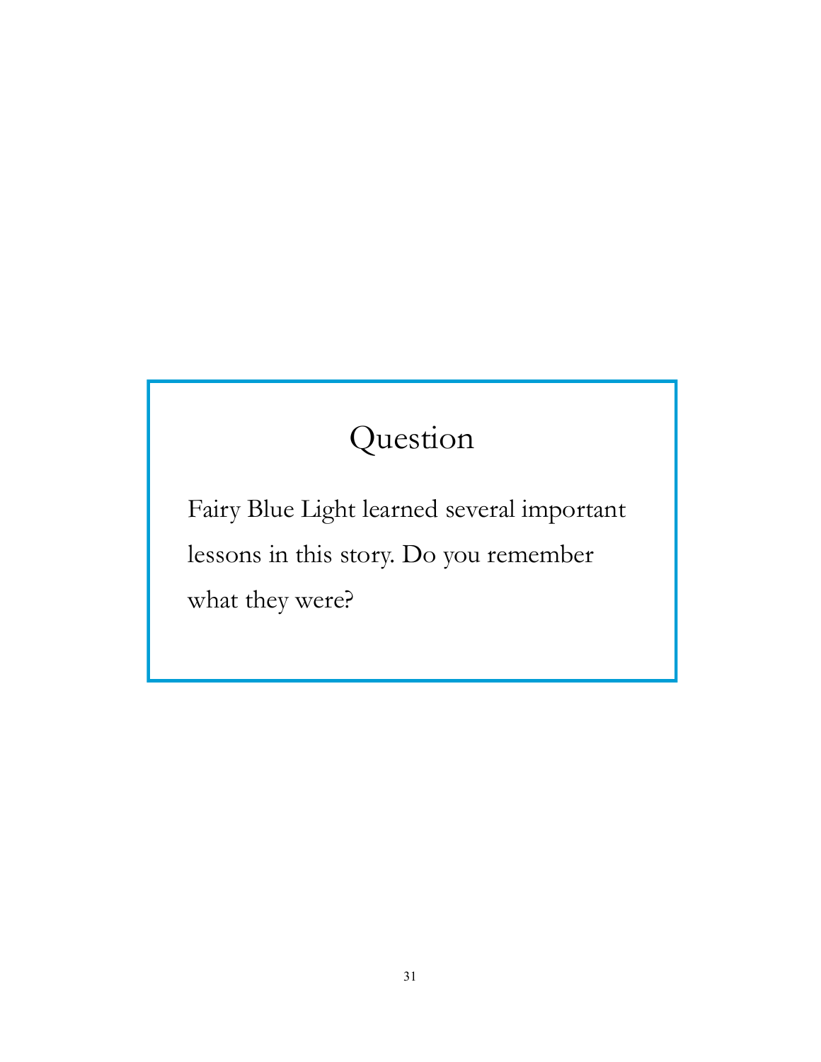## Question

Fairy Blue Light learned several important lessons in this story. Do you remember what they were?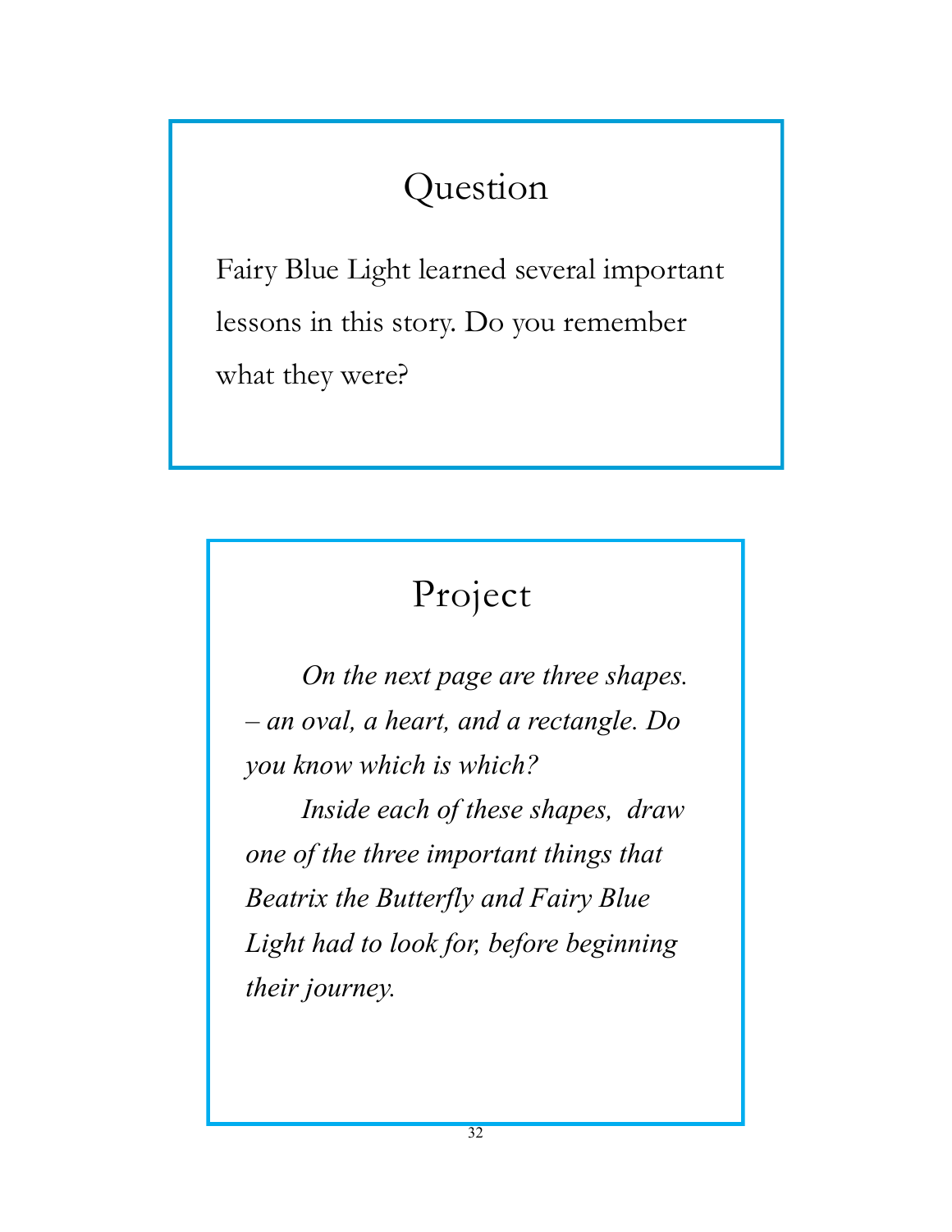## Question

Fairy Blue Light learned several important lessons in this story. Do you remember what they were?

## Project

*On the next page are three shapes. – an oval, a heart, and a rectangle. Do you know which is which?*

*Inside each of these shapes, draw one of the three important things that Beatrix the Butterfly and Fairy Blue Light had to look for, before beginning their journey.*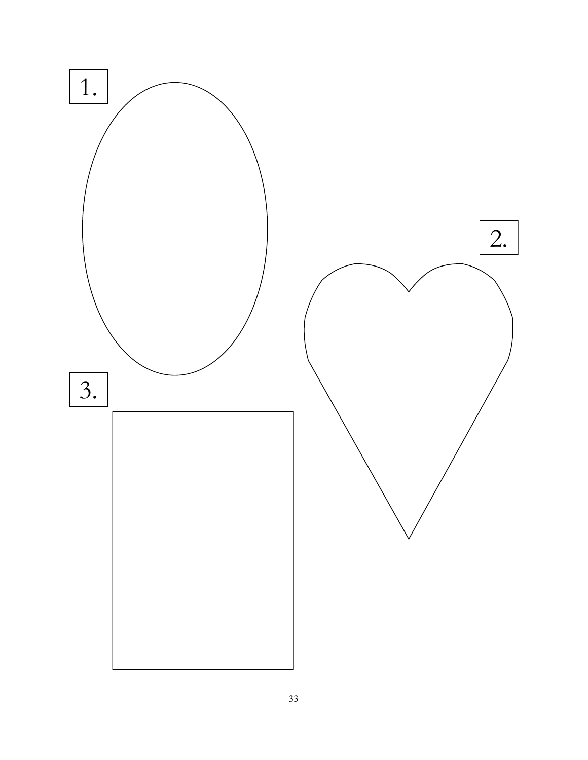1.

2.

3.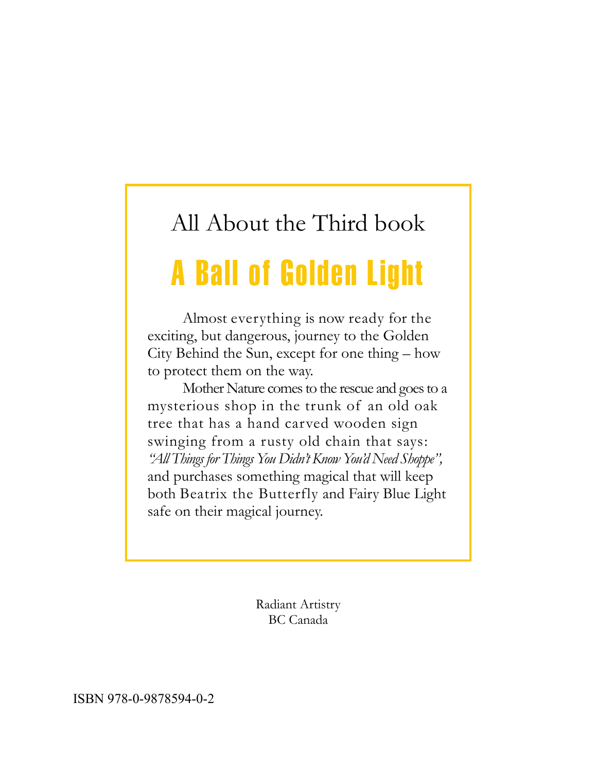## All About the Third book

# A Ball of Golden Light

Almost everything is now ready for the exciting, but dangerous, journey to the Golden City Behind the Sun, except for one thing – how to protect them on the way.

Mother Nature comes to the rescue and goes to a mysterious shop in the trunk of an old oak tree that has a hand carved wooden sign swinging from a rusty old chain that says: *"All Things for Things You Didn't Know You'd Need Shoppe",* and purchases something magical that will keep both Beatrix the Butterfly and Fairy Blue Light safe on their magical journey.

Radiant Artistry
BC Canada

ISBN 978-0-9878594-0-2